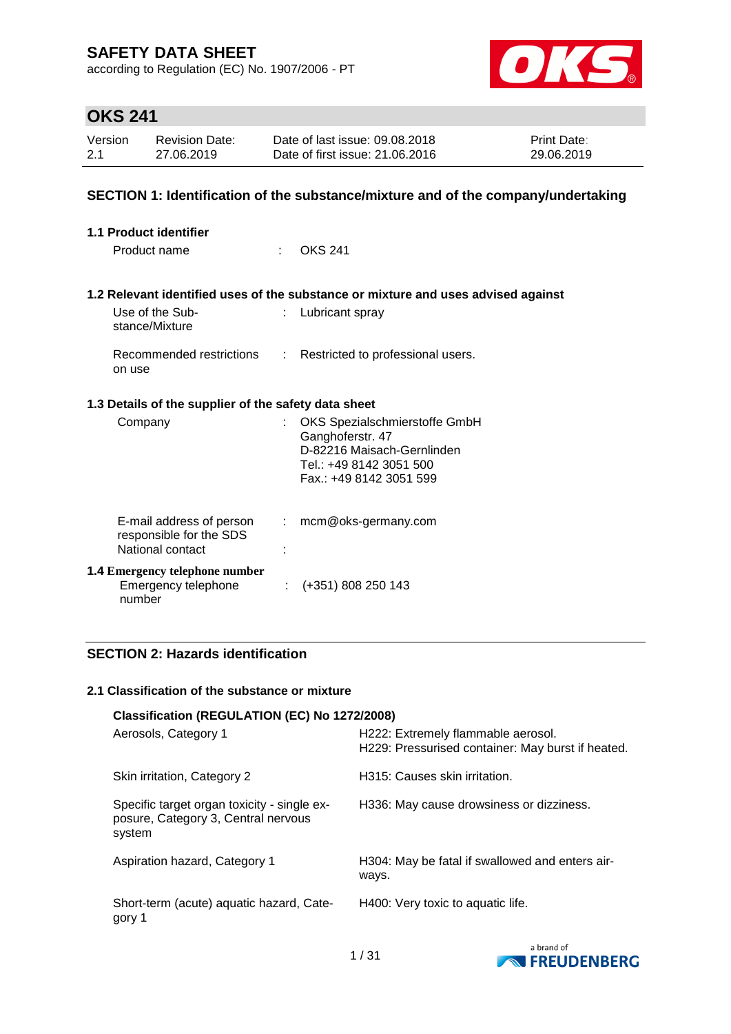# SAFETY DATA SHEET

according to Regulation (EC) No. 1907/2006 - PT

## OKS 241

| Version | Revision Date: | Date of last issue: 09.08.2018 | Print Date: |
|---|---|---|---|
| 2.1 | 27.06.2019 | Date of first issue: 21.06.2016 | 29.06.2019 |

## SECTION 1: Identification of the substance/mixture and of the company/undertaking

### 1.1 Product identifier

Product name : OKS 241

### 1.2 Relevant identified uses of the substance or mixture and uses advised against

Use of the Substance/Mixture : Lubricant spray

Recommended restrictions on use : Restricted to professional users.

### 1.3 Details of the supplier of the safety data sheet

Company : OKS Spezialschmierstoffe GmbH
Ganghoferstr. 47
D-82216 Maisach-Gernlinden
Tel.: +49 8142 3051 500
Fax.: +49 8142 3051 599

E-mail address of person responsible for the SDS : mcm@oks-germany.com

National contact :

### 1.4 Emergency telephone number

Emergency telephone number : (+351) 808 250 143

## SECTION 2: Hazards identification

### 2.1 Classification of the substance or mixture

**Classification (REGULATION (EC) No 1272/2008)**

| | |
|---|---|
| Aerosols, Category 1 | H222: Extremely flammable aerosol.<br>H229: Pressurised container: May burst if heated. |
| Skin irritation, Category 2 | H315: Causes skin irritation. |
| Specific target organ toxicity - single exposure, Category 3, Central nervous system | H336: May cause drowsiness or dizziness. |
| Aspiration hazard, Category 1 | H304: May be fatal if swallowed and enters airways. |
| Short-term (acute) aquatic hazard, Category 1 | H400: Very toxic to aquatic life. |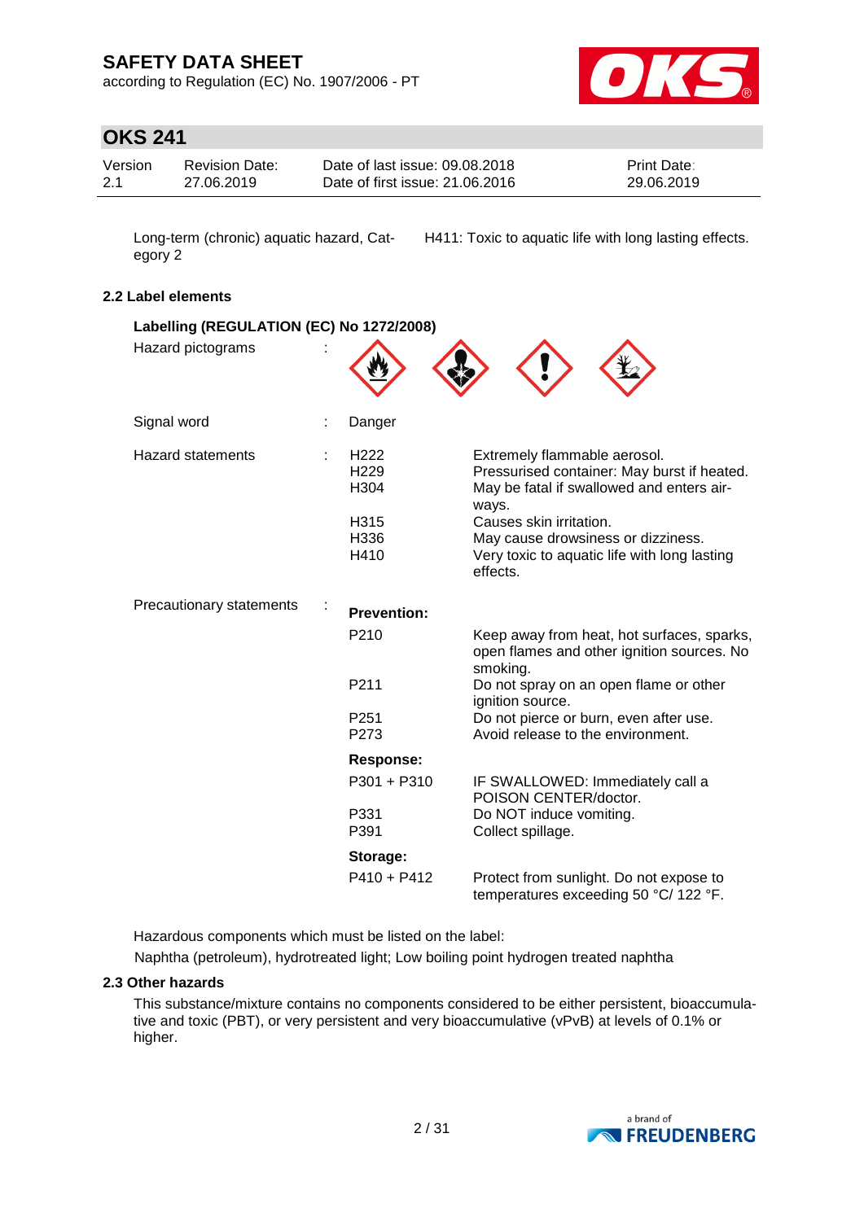| | |
|---|---|
| Long-term (chronic) aquatic hazard, Category 2 | H411: Toxic to aquatic life with long lasting effects. |

### 2.2 Label elements

**Labelling (REGULATION (EC) No 1272/2008)**

| | | | |
|---|---|---|---|
| Hazard pictograms | : | | |
| Signal word | : | Danger | |
| Hazard statements | : | H222 | Extremely flammable aerosol. |
| | | H229 | Pressurised container: May burst if heated. |
| | | H304 | May be fatal if swallowed and enters airways. |
| | | H315 | Causes skin irritation. |
| | | H336 | May cause drowsiness or dizziness. |
| | | H410 | Very toxic to aquatic life with long lasting effects. |
| Precautionary statements | : | **Prevention:** | |
| | | P210 | Keep away from heat, hot surfaces, sparks, open flames and other ignition sources. No smoking. |
| | | P211 | Do not spray on an open flame or other ignition source. |
| | | P251 | Do not pierce or burn, even after use. |
| | | P273 | Avoid release to the environment. |
| | | **Response:** | |
| | | P301 + P310 | IF SWALLOWED: Immediately call a POISON CENTER/doctor. |
| | | P331 | Do NOT induce vomiting. |
| | | P391 | Collect spillage. |
| | | **Storage:** | |
| | | P410 + P412 | Protect from sunlight. Do not expose to temperatures exceeding 50 °C/ 122 °F. |

Hazardous components which must be listed on the label:

Naphtha (petroleum), hydrotreated light; Low boiling point hydrogen treated naphtha

### 2.3 Other hazards

This substance/mixture contains no components considered to be either persistent, bioaccumulative and toxic (PBT), or very persistent and very bioaccumulative (vPvB) at levels of 0.1% or higher.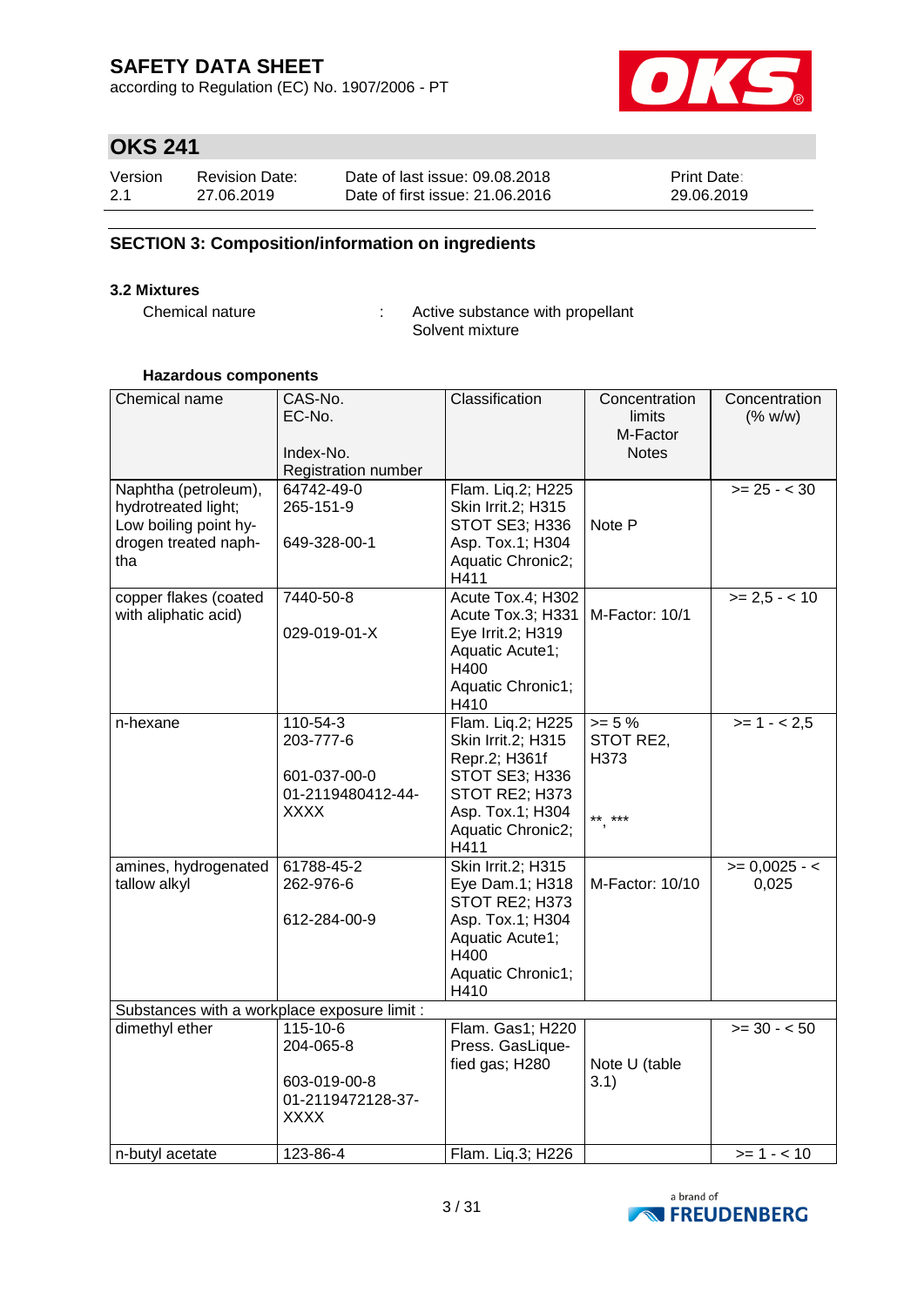# SAFETY DATA SHEET

according to Regulation (EC) No. 1907/2006 - PT

## OKS 241

| Version | Revision Date: | Date of last issue: 09.08.2018 | Print Date: |
|---|---|---|---|
| 2.1 | 27.06.2019 | Date of first issue: 21.06.2016 | 29.06.2019 |

## SECTION 3: Composition/information on ingredients

### 3.2 Mixtures

Chemical nature : Active substance with propellant
Solvent mixture

**Hazardous components**

| Chemical name | CAS-No.<br>EC-No.<br><br>Index-No.<br>Registration number | Classification | Concentration limits<br>M-Factor<br>Notes | Concentration (% w/w) |
|---|---|---|---|---|
| Naphtha (petroleum), hydrotreated light; Low boiling point hydrogen treated naphtha | 64742-49-0<br>265-151-9<br><br>649-328-00-1 | Flam. Liq.2; H225<br>Skin Irrit.2; H315<br>STOT SE3; H336<br>Asp. Tox.1; H304<br>Aquatic Chronic2; H411 | Note P | >= 25 - < 30 |
| copper flakes (coated with aliphatic acid) | 7440-50-8<br><br>029-019-01-X | Acute Tox.4; H302<br>Acute Tox.3; H331<br>Eye Irrit.2; H319<br>Aquatic Acute1; H400<br>Aquatic Chronic1; H410 | M-Factor: 10/1 | >= 2,5 - < 10 |
| n-hexane | 110-54-3<br>203-777-6<br><br>601-037-00-0<br>01-2119480412-44-XXXX | Flam. Liq.2; H225<br>Skin Irrit.2; H315<br>Repr.2; H361f<br>STOT SE3; H336<br>STOT RE2; H373<br>Asp. Tox.1; H304<br>Aquatic Chronic2; H411 | >= 5 %<br>STOT RE2, H373<br><br>**, *** | >= 1 - < 2,5 |
| amines, hydrogenated tallow alkyl | 61788-45-2<br>262-976-6<br><br>612-284-00-9 | Skin Irrit.2; H315<br>Eye Dam.1; H318<br>STOT RE2; H373<br>Asp. Tox.1; H304<br>Aquatic Acute1; H400<br>Aquatic Chronic1; H410 | M-Factor: 10/10 | >= 0,0025 - < 0,025 |
| Substances with a workplace exposure limit : | | | | |
| dimethyl ether | 115-10-6<br>204-065-8<br><br>603-019-00-8<br>01-2119472128-37-XXXX | Flam. Gas1; H220<br>Press. GasLiquefied gas; H280 | Note U (table 3.1) | >= 30 - < 50 |
| n-butyl acetate | 123-86-4 | Flam. Liq.3; H226 | | >= 1 - < 10 |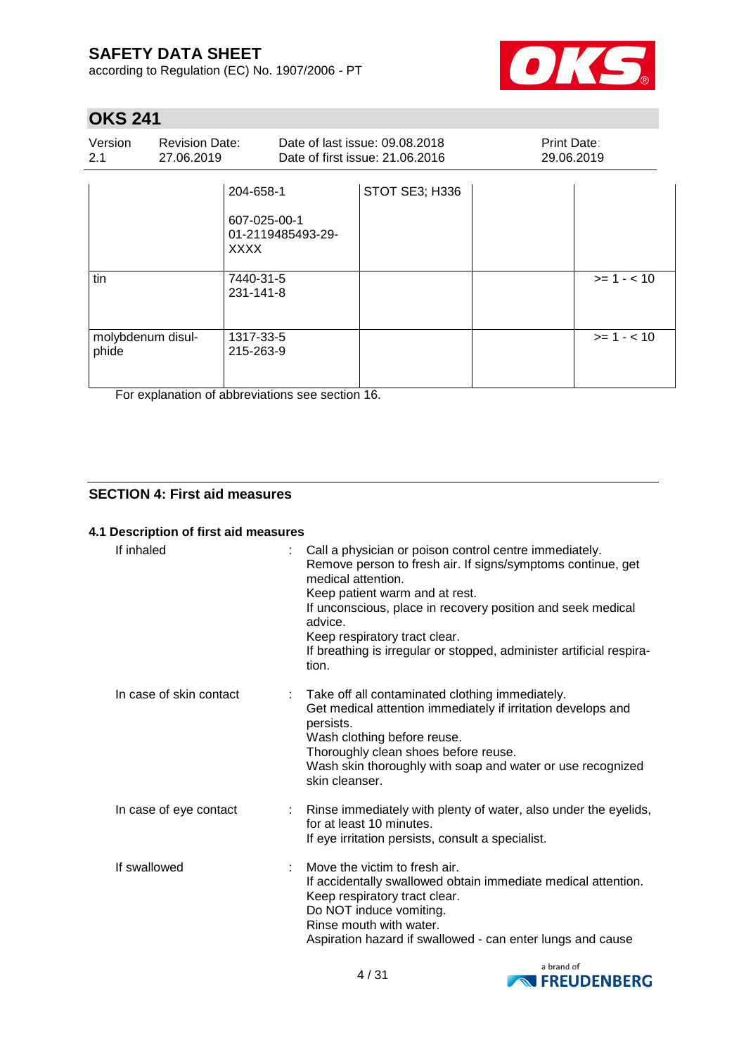| | | | | |
|---|---|---|---|---|
| | 204-658-1<br><br>607-025-00-1<br>01-2119485493-29-XXXX | STOT SE3; H336 | | |
| tin | 7440-31-5<br>231-141-8 | | | >= 1 - < 10 |
| molybdenum disulphide | 1317-33-5<br>215-263-9 | | | >= 1 - < 10 |

For explanation of abbreviations see section 16.

## SECTION 4: First aid measures

### 4.1 Description of first aid measures

If inhaled : Call a physician or poison control centre immediately.
Remove person to fresh air. If signs/symptoms continue, get medical attention.
Keep patient warm and at rest.
If unconscious, place in recovery position and seek medical advice.
Keep respiratory tract clear.
If breathing is irregular or stopped, administer artificial respiration.

In case of skin contact : Take off all contaminated clothing immediately.
Get medical attention immediately if irritation develops and persists.
Wash clothing before reuse.
Thoroughly clean shoes before reuse.
Wash skin thoroughly with soap and water or use recognized skin cleanser.

In case of eye contact : Rinse immediately with plenty of water, also under the eyelids, for at least 10 minutes.
If eye irritation persists, consult a specialist.

If swallowed : Move the victim to fresh air.
If accidentally swallowed obtain immediate medical attention.
Keep respiratory tract clear.
Do NOT induce vomiting.
Rinse mouth with water.
Aspiration hazard if swallowed - can enter lungs and cause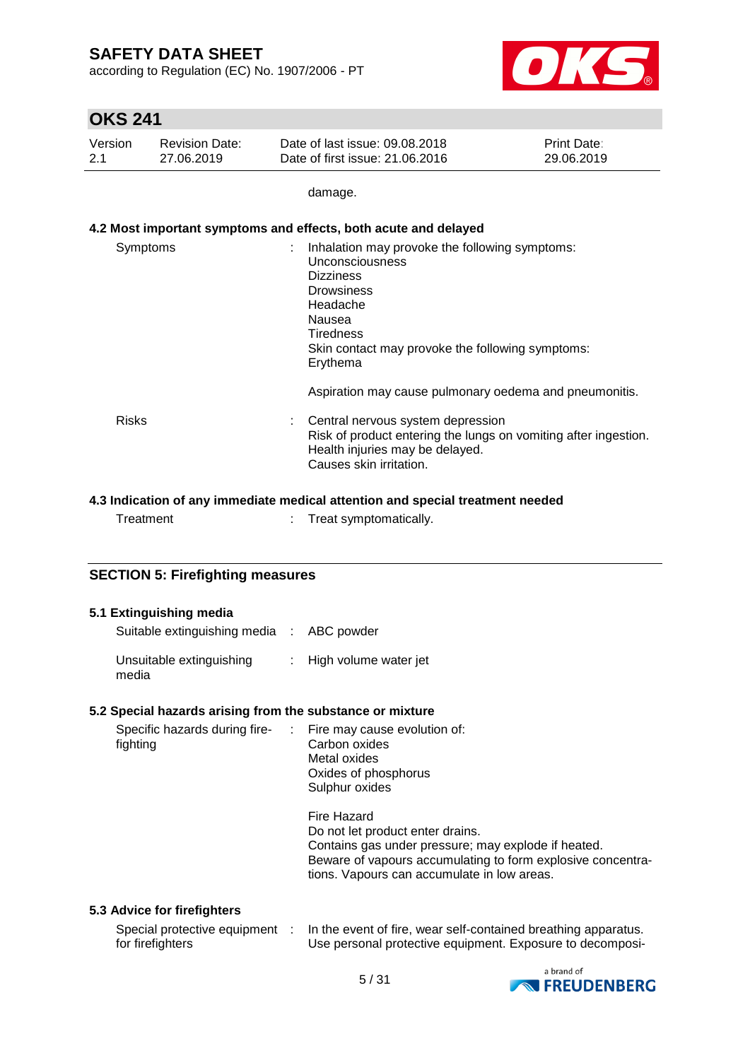damage.

### 4.2 Most important symptoms and effects, both acute and delayed

| | | |
|---|---|---|
| Symptoms | : | Inhalation may provoke the following symptoms:<br>Unconsciousness<br>Dizziness<br>Drowsiness<br>Headache<br>Nausea<br>Tiredness<br>Skin contact may provoke the following symptoms:<br>Erythema<br><br>Aspiration may cause pulmonary oedema and pneumonitis. |
| Risks | : | Central nervous system depression<br>Risk of product entering the lungs on vomiting after ingestion.<br>Health injuries may be delayed.<br>Causes skin irritation. |

### 4.3 Indication of any immediate medical attention and special treatment needed

| | | |
|---|---|---|
| Treatment | : | Treat symptomatically. |

## SECTION 5: Firefighting measures

### 5.1 Extinguishing media

| | | |
|---|---|---|
| Suitable extinguishing media | : | ABC powder |
| Unsuitable extinguishing media | : | High volume water jet |

### 5.2 Special hazards arising from the substance or mixture

| | | |
|---|---|---|
| Specific hazards during fire-fighting | : | Fire may cause evolution of:<br>Carbon oxides<br>Metal oxides<br>Oxides of phosphorus<br>Sulphur oxides<br><br>Fire Hazard<br>Do not let product enter drains.<br>Contains gas under pressure; may explode if heated.<br>Beware of vapours accumulating to form explosive concentrations. Vapours can accumulate in low areas. |

### 5.3 Advice for firefighters

| | | |
|---|---|---|
| Special protective equipment for firefighters | : | In the event of fire, wear self-contained breathing apparatus.<br>Use personal protective equipment. Exposure to decomposi- |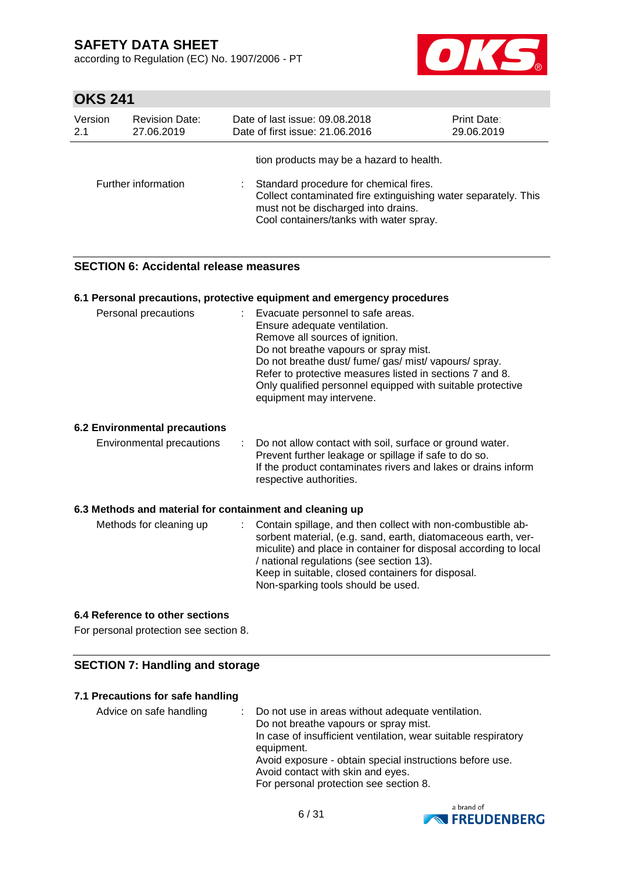tion products may be a hazard to health.

| | |
|---|---|
| Further information | : Standard procedure for chemical fires.<br>Collect contaminated fire extinguishing water separately. This must not be discharged into drains.<br>Cool containers/tanks with water spray. |

## SECTION 6: Accidental release measures

### 6.1 Personal precautions, protective equipment and emergency procedures

| | |
|---|---|
| Personal precautions | : Evacuate personnel to safe areas.<br>Ensure adequate ventilation.<br>Remove all sources of ignition.<br>Do not breathe vapours or spray mist.<br>Do not breathe dust/ fume/ gas/ mist/ vapours/ spray.<br>Refer to protective measures listed in sections 7 and 8.<br>Only qualified personnel equipped with suitable protective equipment may intervene. |

### 6.2 Environmental precautions

| | |
|---|---|
| Environmental precautions | : Do not allow contact with soil, surface or ground water.<br>Prevent further leakage or spillage if safe to do so.<br>If the product contaminates rivers and lakes or drains inform respective authorities. |

### 6.3 Methods and material for containment and cleaning up

| | |
|---|---|
| Methods for cleaning up | : Contain spillage, and then collect with non-combustible absorbent material, (e.g. sand, earth, diatomaceous earth, vermiculite) and place in container for disposal according to local / national regulations (see section 13).<br>Keep in suitable, closed containers for disposal.<br>Non-sparking tools should be used. |

### 6.4 Reference to other sections

For personal protection see section 8.

## SECTION 7: Handling and storage

### 7.1 Precautions for safe handling

| | |
|---|---|
| Advice on safe handling | : Do not use in areas without adequate ventilation.<br>Do not breathe vapours or spray mist.<br>In case of insufficient ventilation, wear suitable respiratory equipment.<br>Avoid exposure - obtain special instructions before use.<br>Avoid contact with skin and eyes.<br>For personal protection see section 8. |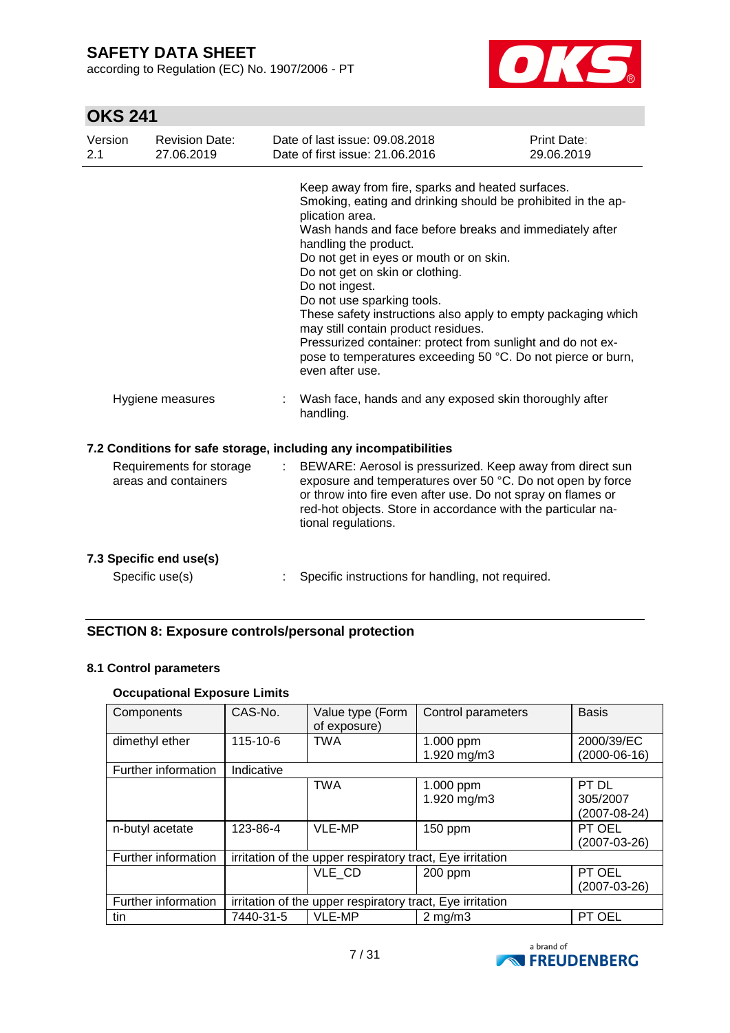Keep away from fire, sparks and heated surfaces.
Smoking, eating and drinking should be prohibited in the application area.
Wash hands and face before breaks and immediately after handling the product.
Do not get in eyes or mouth or on skin.
Do not get on skin or clothing.
Do not ingest.
Do not use sparking tools.
These safety instructions also apply to empty packaging which may still contain product residues.
Pressurized container: protect from sunlight and do not expose to temperatures exceeding 50 °C. Do not pierce or burn, even after use.

Hygiene measures : Wash face, hands and any exposed skin thoroughly after handling.

### 7.2 Conditions for safe storage, including any incompatibilities

Requirements for storage areas and containers : BEWARE: Aerosol is pressurized. Keep away from direct sun exposure and temperatures over 50 °C. Do not open by force or throw into fire even after use. Do not spray on flames or red-hot objects. Store in accordance with the particular national regulations.

### 7.3 Specific end use(s)

Specific use(s) : Specific instructions for handling, not required.

## SECTION 8: Exposure controls/personal protection

### 8.1 Control parameters

#### Occupational Exposure Limits

| Components | CAS-No. | Value type (Form of exposure) | Control parameters | Basis |
|---|---|---|---|---|
| dimethyl ether | 115-10-6 | TWA | 1.000 ppm<br>1.920 mg/m3 | 2000/39/EC<br>(2000-06-16) |
| Further information | Indicative | | | |
| | | TWA | 1.000 ppm<br>1.920 mg/m3 | PT DL<br>305/2007<br>(2007-08-24) |
| n-butyl acetate | 123-86-4 | VLE-MP | 150 ppm | PT OEL<br>(2007-03-26) |
| Further information | irritation of the upper respiratory tract, Eye irritation | | | |
| | | VLE_CD | 200 ppm | PT OEL<br>(2007-03-26) |
| Further information | irritation of the upper respiratory tract, Eye irritation | | | |
| tin | 7440-31-5 | VLE-MP | 2 mg/m3 | PT OEL |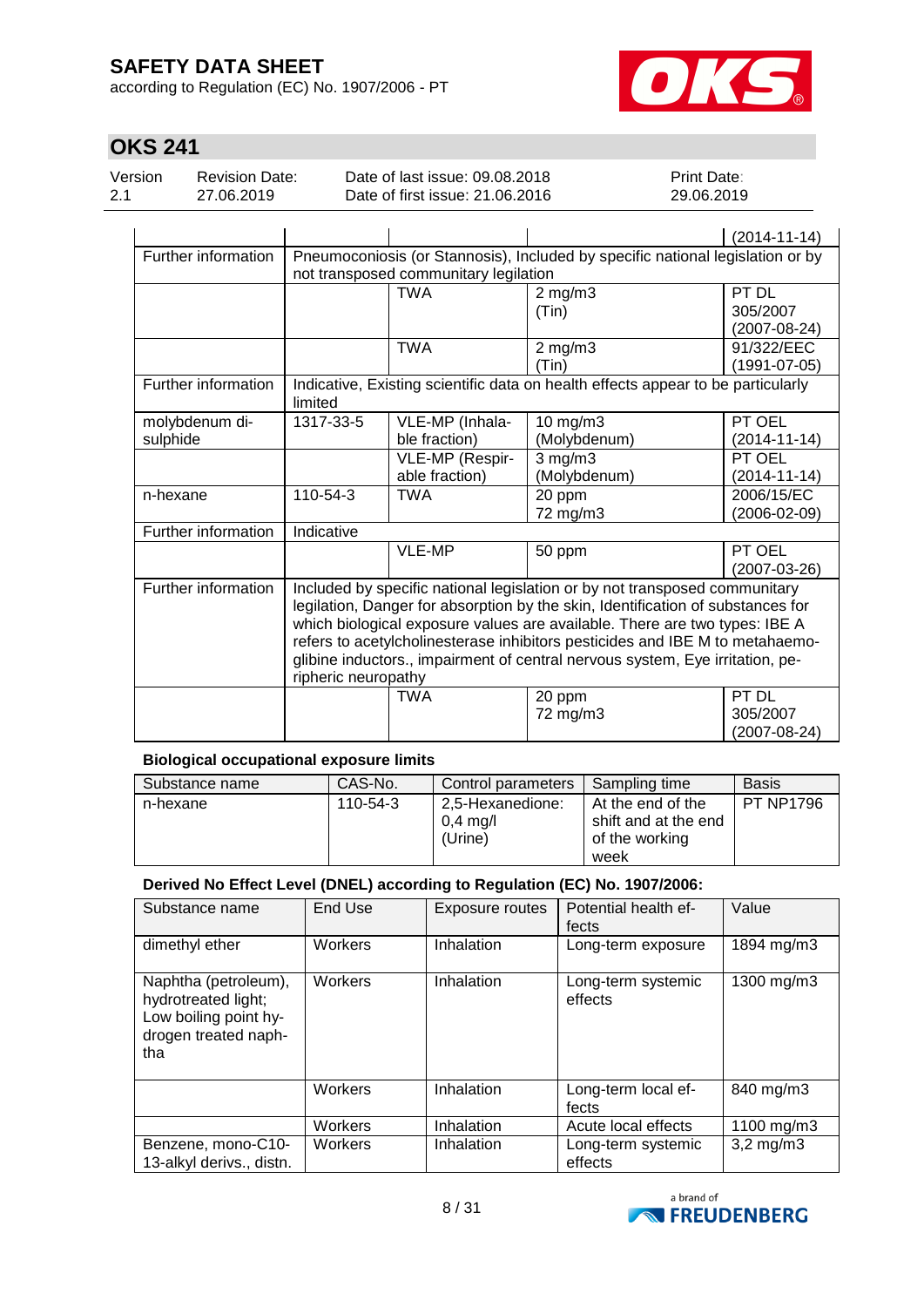| | | | | (2014-11-14) |
|---|---|---|---|---|
| Further information | Pneumoconiosis (or Stannosis), Included by specific national legislation or by not transposed communitary legilation | | | |
| | | TWA | 2 mg/m3 (Tin) | PT DL 305/2007 (2007-08-24) |
| | | TWA | 2 mg/m3 (Tin) | 91/322/EEC (1991-07-05) |
| Further information | Indicative, Existing scientific data on health effects appear to be particularly limited | | | |
| molybdenum di-sulphide | 1317-33-5 | VLE-MP (Inhalable fraction) | 10 mg/m3 (Molybdenum) | PT OEL (2014-11-14) |
| | | VLE-MP (Respirable fraction) | 3 mg/m3 (Molybdenum) | PT OEL (2014-11-14) |
| n-hexane | 110-54-3 | TWA | 20 ppm 72 mg/m3 | 2006/15/EC (2006-02-09) |
| Further information | Indicative | | | |
| | | VLE-MP | 50 ppm | PT OEL (2007-03-26) |
| Further information | Included by specific national legislation or by not transposed communitary legilation, Danger for absorption by the skin, Identification of substances for which biological exposure values are available. There are two types: IBE A refers to acetylcholinesterase inhibitors pesticides and IBE M to metahaemoglibine inductors., impairment of central nervous system, Eye irritation, peripheric neuropathy | | | |
| | | TWA | 20 ppm 72 mg/m3 | PT DL 305/2007 (2007-08-24) |

**Biological occupational exposure limits**

| Substance name | CAS-No. | Control parameters | Sampling time | Basis |
|---|---|---|---|---|
| n-hexane | 110-54-3 | 2,5-Hexanedione: 0,4 mg/l (Urine) | At the end of the shift and at the end of the working week | PT NP1796 |

**Derived No Effect Level (DNEL) according to Regulation (EC) No. 1907/2006:**

| Substance name | End Use | Exposure routes | Potential health effects | Value |
|---|---|---|---|---|
| dimethyl ether | Workers | Inhalation | Long-term exposure | 1894 mg/m3 |
| Naphtha (petroleum), hydrotreated light; Low boiling point hydrogen treated naphtha | Workers | Inhalation | Long-term systemic effects | 1300 mg/m3 |
| | Workers | Inhalation | Long-term local effects | 840 mg/m3 |
| | Workers | Inhalation | Acute local effects | 1100 mg/m3 |
| Benzene, mono-C10-13-alkyl derivs., distn. | Workers | Inhalation | Long-term systemic effects | 3,2 mg/m3 |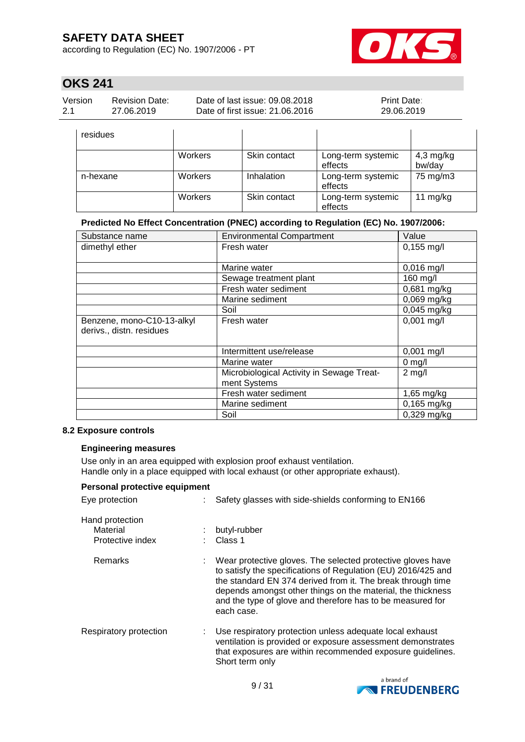| residues | | | | |
|---|---|---|---|---|
| | Workers | Skin contact | Long-term systemic effects | 4,3 mg/kg bw/day |
| n-hexane | Workers | Inhalation | Long-term systemic effects | 75 mg/m3 |
| | Workers | Skin contact | Long-term systemic effects | 11 mg/kg |

**Predicted No Effect Concentration (PNEC) according to Regulation (EC) No. 1907/2006:**

| Substance name | Environmental Compartment | Value |
|---|---|---|
| dimethyl ether | Fresh water | 0,155 mg/l |
| | Marine water | 0,016 mg/l |
| | Sewage treatment plant | 160 mg/l |
| | Fresh water sediment | 0,681 mg/kg |
| | Marine sediment | 0,069 mg/kg |
| | Soil | 0,045 mg/kg |
| Benzene, mono-C10-13-alkyl derivs., distn. residues | Fresh water | 0,001 mg/l |
| | Intermittent use/release | 0,001 mg/l |
| | Marine water | 0 mg/l |
| | Microbiological Activity in Sewage Treatment Systems | 2 mg/l |
| | Fresh water sediment | 1,65 mg/kg |
| | Marine sediment | 0,165 mg/kg |
| | Soil | 0,329 mg/kg |

### 8.2 Exposure controls

**Engineering measures**

Use only in an area equipped with explosion proof exhaust ventilation.
Handle only in a place equipped with local exhaust (or other appropriate exhaust).

**Personal protective equipment**

Eye protection : Safety glasses with side-shields conforming to EN166

Hand protection
- Material : butyl-rubber
- Protective index : Class 1
- Remarks : Wear protective gloves. The selected protective gloves have to satisfy the specifications of Regulation (EU) 2016/425 and the standard EN 374 derived from it. The break through time depends amongst other things on the material, the thickness and the type of glove and therefore has to be measured for each case.

Respiratory protection : Use respiratory protection unless adequate local exhaust ventilation is provided or exposure assessment demonstrates that exposures are within recommended exposure guidelines. Short term only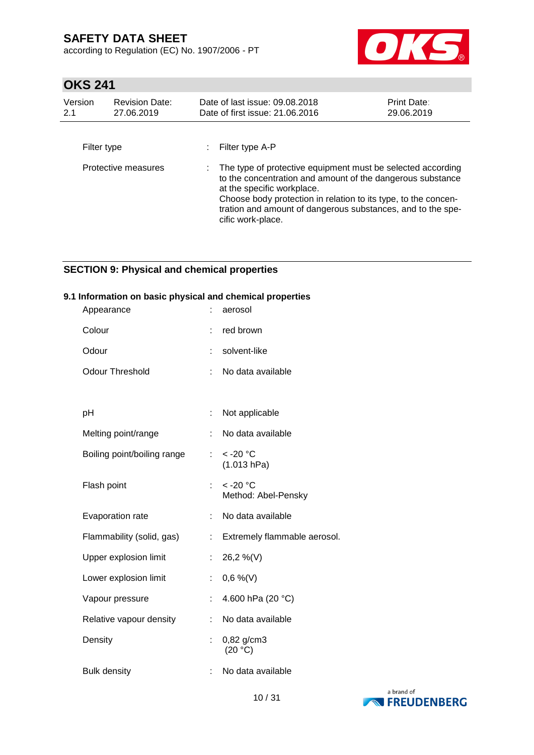| | | |
|---|---|---|
| Filter type | : | Filter type A-P |
| Protective measures | : | The type of protective equipment must be selected according to the concentration and amount of the dangerous substance at the specific workplace.<br>Choose body protection in relation to its type, to the concentration and amount of dangerous substances, and to the specific work-place. |

## SECTION 9: Physical and chemical properties

### 9.1 Information on basic physical and chemical properties

| | | |
|---|---|---|
| Appearance | : | aerosol |
| Colour | : | red brown |
| Odour | : | solvent-like |
| Odour Threshold | : | No data available |
| pH | : | Not applicable |
| Melting point/range | : | No data available |
| Boiling point/boiling range | : | < -20 °C<br>(1.013 hPa) |
| Flash point | : | < -20 °C<br>Method: Abel-Pensky |
| Evaporation rate | : | No data available |
| Flammability (solid, gas) | : | Extremely flammable aerosol. |
| Upper explosion limit | : | 26,2 %(V) |
| Lower explosion limit | : | 0,6 %(V) |
| Vapour pressure | : | 4.600 hPa (20 °C) |
| Relative vapour density | : | No data available |
| Density | : | 0,82 g/cm3<br>(20 °C) |
| Bulk density | : | No data available |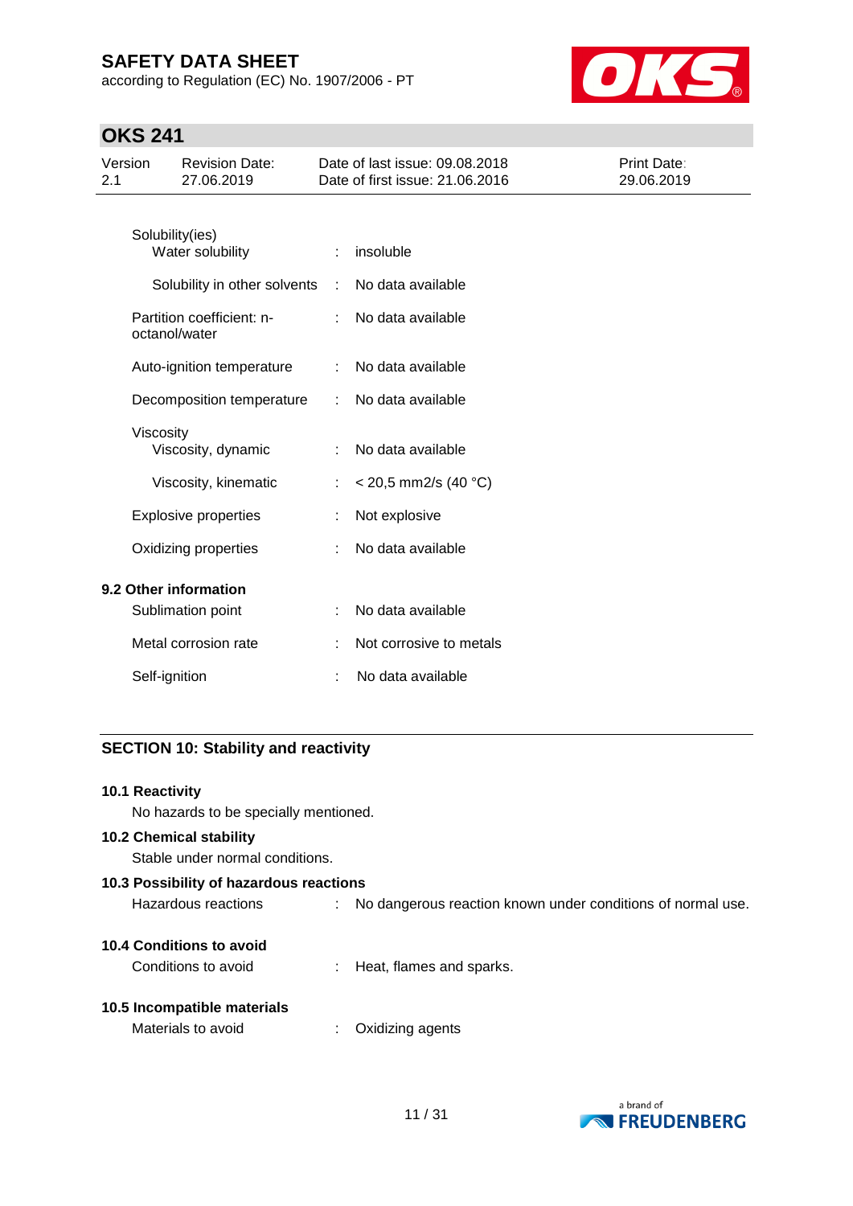| | | |
|---|---|---|
| Solubility(ies) | | |
| Water solubility | : | insoluble |
| Solubility in other solvents | : | No data available |
| Partition coefficient: n-octanol/water | : | No data available |
| Auto-ignition temperature | : | No data available |
| Decomposition temperature | : | No data available |
| Viscosity | | |
| Viscosity, dynamic | : | No data available |
| Viscosity, kinematic | : | < 20,5 mm2/s (40 °C) |
| Explosive properties | : | Not explosive |
| Oxidizing properties | : | No data available |

**9.2 Other information**

| | | |
|---|---|---|
| Sublimation point | : | No data available |
| Metal corrosion rate | : | Not corrosive to metals |
| Self-ignition | : | No data available |

## SECTION 10: Stability and reactivity

**10.1 Reactivity**

No hazards to be specially mentioned.

**10.2 Chemical stability**

Stable under normal conditions.

**10.3 Possibility of hazardous reactions**

Hazardous reactions : No dangerous reaction known under conditions of normal use.

**10.4 Conditions to avoid**

Conditions to avoid : Heat, flames and sparks.

**10.5 Incompatible materials**

Materials to avoid : Oxidizing agents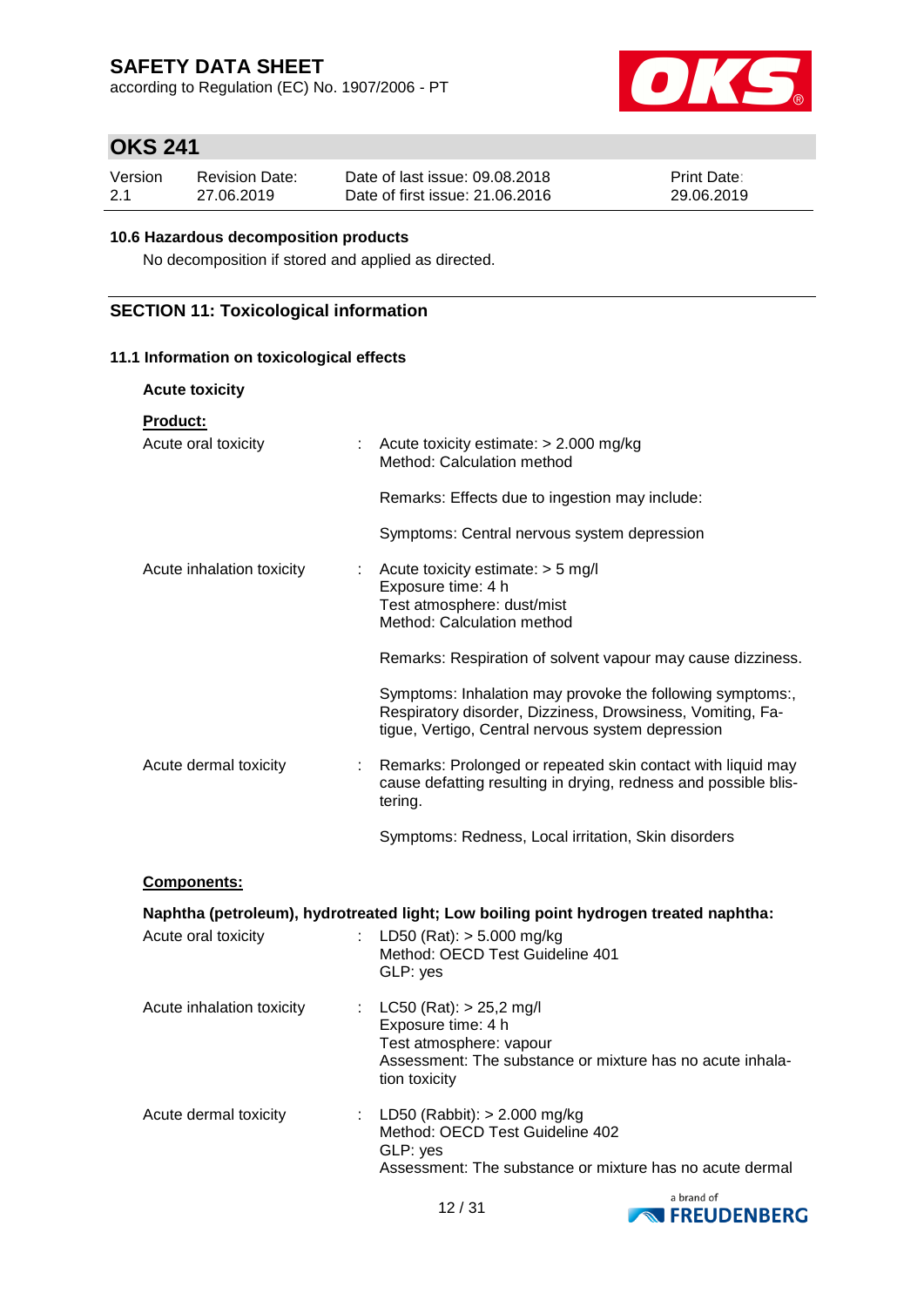#### 10.6 Hazardous decomposition products

No decomposition if stored and applied as directed.

## SECTION 11: Toxicological information

### 11.1 Information on toxicological effects

**Acute toxicity**

**Product:**

| | | |
|---|---|---|
| Acute oral toxicity | : | Acute toxicity estimate: > 2.000 mg/kg<br>Method: Calculation method<br><br>Remarks: Effects due to ingestion may include:<br><br>Symptoms: Central nervous system depression |
| Acute inhalation toxicity | : | Acute toxicity estimate: > 5 mg/l<br>Exposure time: 4 h<br>Test atmosphere: dust/mist<br>Method: Calculation method<br><br>Remarks: Respiration of solvent vapour may cause dizziness.<br><br>Symptoms: Inhalation may provoke the following symptoms:, Respiratory disorder, Dizziness, Drowsiness, Vomiting, Fatigue, Vertigo, Central nervous system depression |
| Acute dermal toxicity | : | Remarks: Prolonged or repeated skin contact with liquid may cause defatting resulting in drying, redness and possible blistering.<br><br>Symptoms: Redness, Local irritation, Skin disorders |

**Components:**

**Naphtha (petroleum), hydrotreated light; Low boiling point hydrogen treated naphtha:**

| | | |
|---|---|---|
| Acute oral toxicity | : | LD50 (Rat): > 5.000 mg/kg<br>Method: OECD Test Guideline 401<br>GLP: yes |
| Acute inhalation toxicity | : | LC50 (Rat): > 25,2 mg/l<br>Exposure time: 4 h<br>Test atmosphere: vapour<br>Assessment: The substance or mixture has no acute inhalation toxicity |
| Acute dermal toxicity | : | LD50 (Rabbit): > 2.000 mg/kg<br>Method: OECD Test Guideline 402<br>GLP: yes<br>Assessment: The substance or mixture has no acute dermal |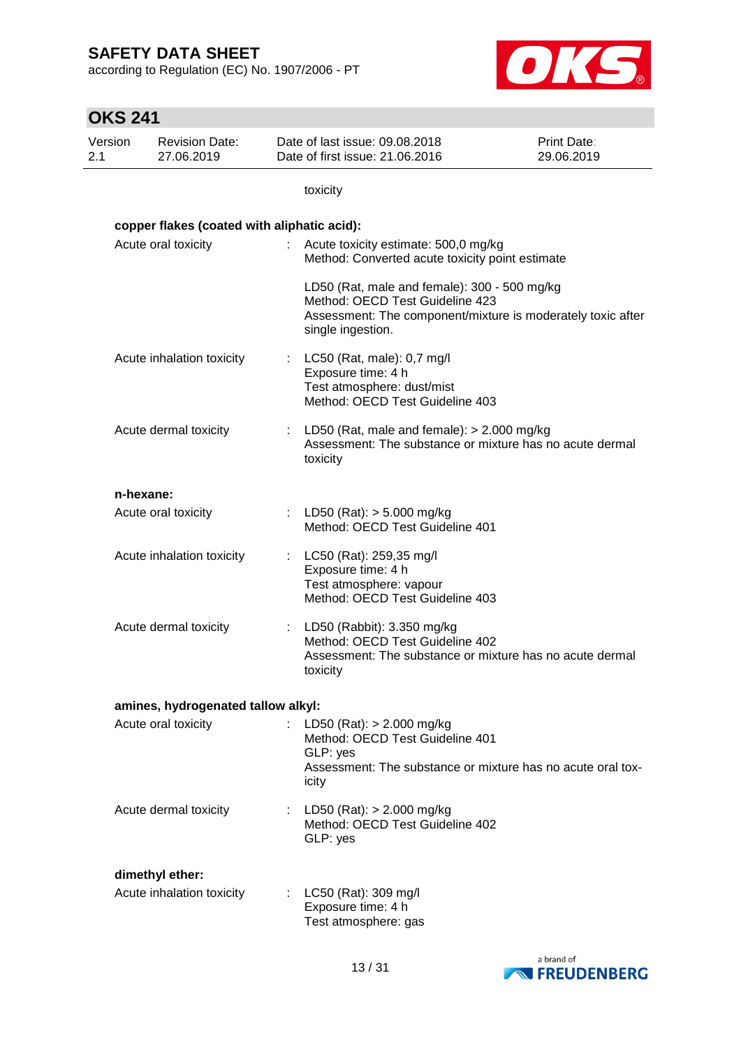toxicity

**copper flakes (coated with aliphatic acid):**

| | | |
|---|---|---|
| Acute oral toxicity | : | Acute toxicity estimate: 500,0 mg/kg<br>Method: Converted acute toxicity point estimate<br><br>LD50 (Rat, male and female): 300 - 500 mg/kg<br>Method: OECD Test Guideline 423<br>Assessment: The component/mixture is moderately toxic after single ingestion. |
| Acute inhalation toxicity | : | LC50 (Rat, male): 0,7 mg/l<br>Exposure time: 4 h<br>Test atmosphere: dust/mist<br>Method: OECD Test Guideline 403 |
| Acute dermal toxicity | : | LD50 (Rat, male and female): > 2.000 mg/kg<br>Assessment: The substance or mixture has no acute dermal toxicity |

**n-hexane:**

| | | |
|---|---|---|
| Acute oral toxicity | : | LD50 (Rat): > 5.000 mg/kg<br>Method: OECD Test Guideline 401 |
| Acute inhalation toxicity | : | LC50 (Rat): 259,35 mg/l<br>Exposure time: 4 h<br>Test atmosphere: vapour<br>Method: OECD Test Guideline 403 |
| Acute dermal toxicity | : | LD50 (Rabbit): 3.350 mg/kg<br>Method: OECD Test Guideline 402<br>Assessment: The substance or mixture has no acute dermal toxicity |

**amines, hydrogenated tallow alkyl:**

| | | |
|---|---|---|
| Acute oral toxicity | : | LD50 (Rat): > 2.000 mg/kg<br>Method: OECD Test Guideline 401<br>GLP: yes<br>Assessment: The substance or mixture has no acute oral toxicity |
| Acute dermal toxicity | : | LD50 (Rat): > 2.000 mg/kg<br>Method: OECD Test Guideline 402<br>GLP: yes |

**dimethyl ether:**

| | | |
|---|---|---|
| Acute inhalation toxicity | : | LC50 (Rat): 309 mg/l<br>Exposure time: 4 h<br>Test atmosphere: gas |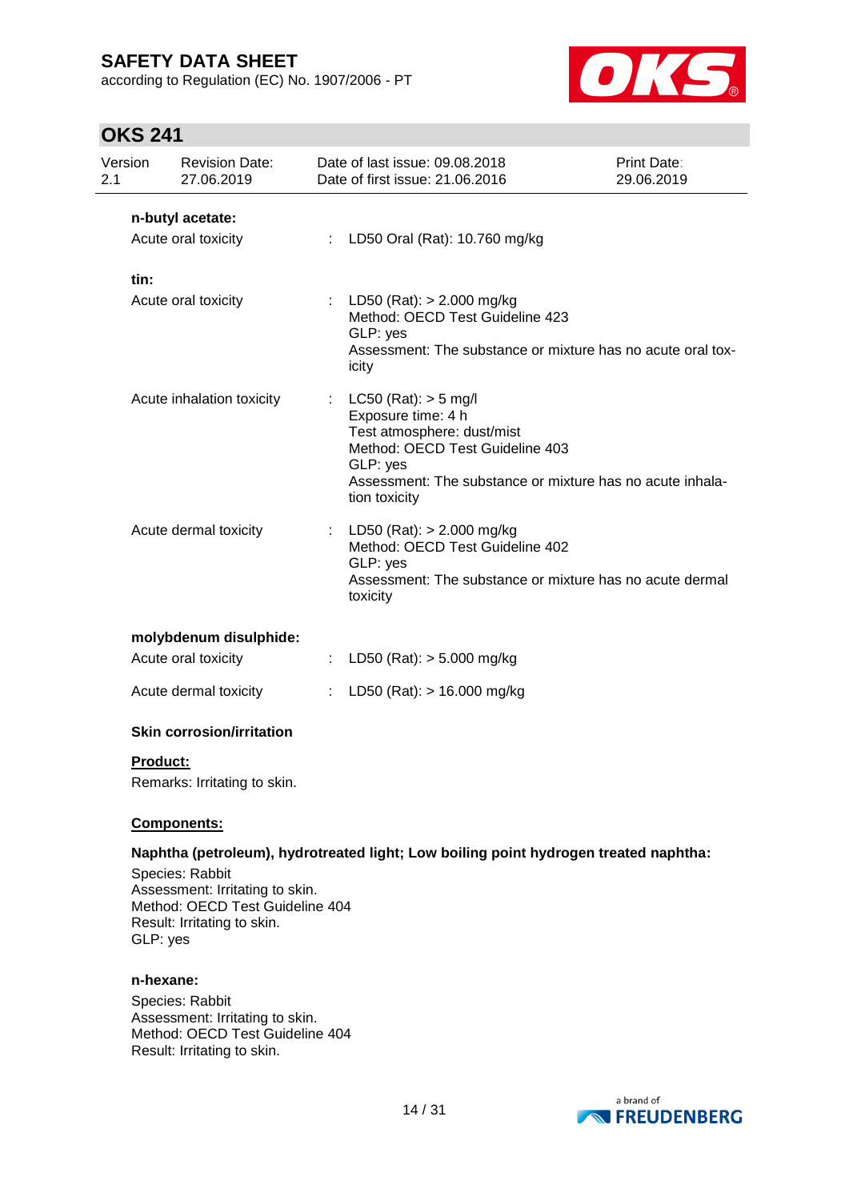**n-butyl acetate:**

Acute oral toxicity : LD50 Oral (Rat): 10.760 mg/kg

**tin:**

Acute oral toxicity : LD50 (Rat): > 2.000 mg/kg
Method: OECD Test Guideline 423
GLP: yes
Assessment: The substance or mixture has no acute oral toxicity

Acute inhalation toxicity : LC50 (Rat): > 5 mg/l
Exposure time: 4 h
Test atmosphere: dust/mist
Method: OECD Test Guideline 403
GLP: yes
Assessment: The substance or mixture has no acute inhalation toxicity

Acute dermal toxicity : LD50 (Rat): > 2.000 mg/kg
Method: OECD Test Guideline 402
GLP: yes
Assessment: The substance or mixture has no acute dermal toxicity

**molybdenum disulphide:**

Acute oral toxicity : LD50 (Rat): > 5.000 mg/kg

Acute dermal toxicity : LD50 (Rat): > 16.000 mg/kg

**Skin corrosion/irritation**

**Product:**

Remarks: Irritating to skin.

**Components:**

**Naphtha (petroleum), hydrotreated light; Low boiling point hydrogen treated naphtha:**

Species: Rabbit
Assessment: Irritating to skin.
Method: OECD Test Guideline 404
Result: Irritating to skin.
GLP: yes

**n-hexane:**

Species: Rabbit
Assessment: Irritating to skin.
Method: OECD Test Guideline 404
Result: Irritating to skin.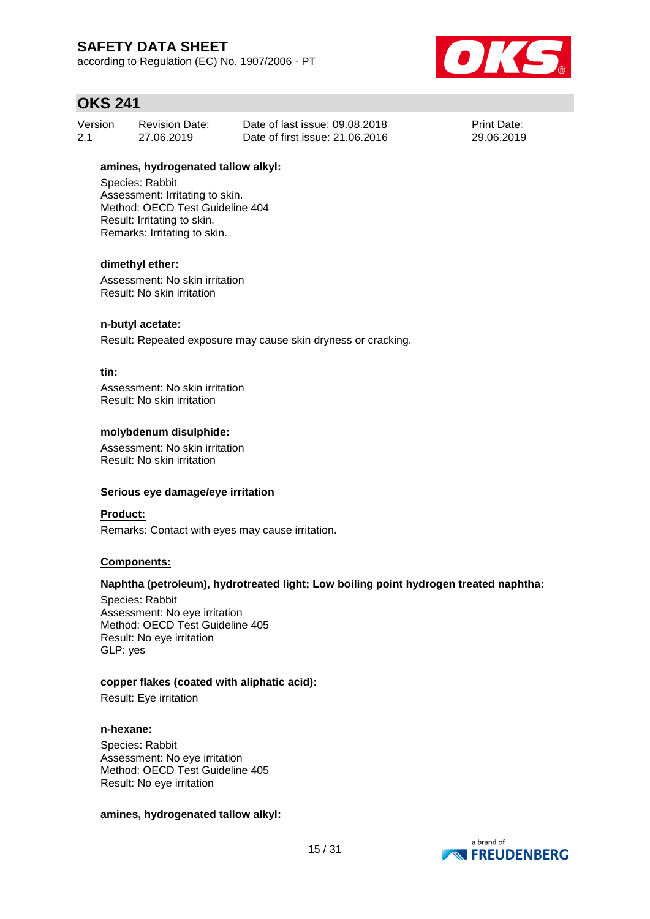**amines, hydrogenated tallow alkyl:**

Species: Rabbit
Assessment: Irritating to skin.
Method: OECD Test Guideline 404
Result: Irritating to skin.
Remarks: Irritating to skin.

**dimethyl ether:**

Assessment: No skin irritation
Result: No skin irritation

**n-butyl acetate:**

Result: Repeated exposure may cause skin dryness or cracking.

**tin:**

Assessment: No skin irritation
Result: No skin irritation

**molybdenum disulphide:**

Assessment: No skin irritation
Result: No skin irritation

### Serious eye damage/eye irritation

**Product:**

Remarks: Contact with eyes may cause irritation.

**Components:**

**Naphtha (petroleum), hydrotreated light; Low boiling point hydrogen treated naphtha:**

Species: Rabbit
Assessment: No eye irritation
Method: OECD Test Guideline 405
Result: No eye irritation
GLP: yes

**copper flakes (coated with aliphatic acid):**

Result: Eye irritation

**n-hexane:**

Species: Rabbit
Assessment: No eye irritation
Method: OECD Test Guideline 405
Result: No eye irritation

**amines, hydrogenated tallow alkyl:**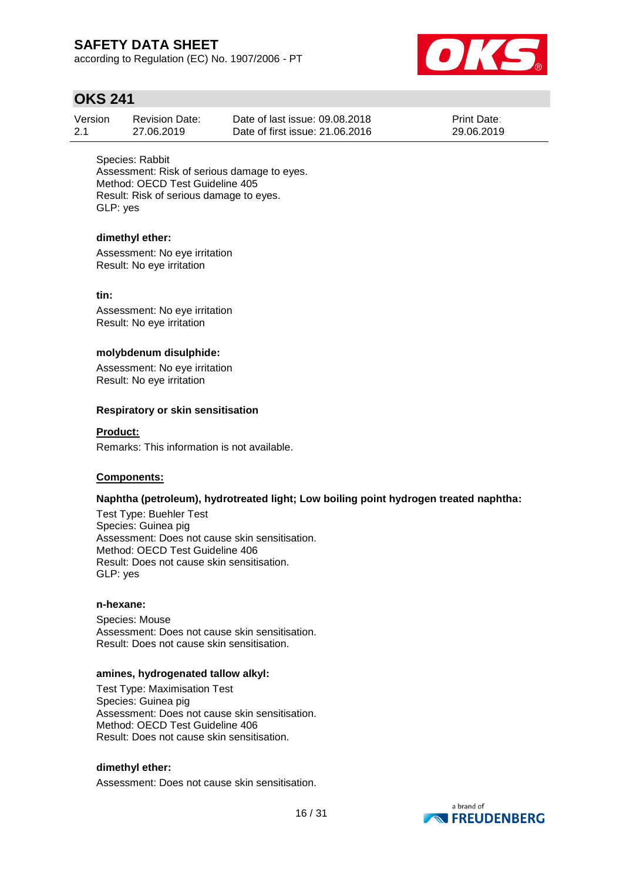Species: Rabbit
Assessment: Risk of serious damage to eyes.
Method: OECD Test Guideline 405
Result: Risk of serious damage to eyes.
GLP: yes

**dimethyl ether:**

Assessment: No eye irritation
Result: No eye irritation

**tin:**

Assessment: No eye irritation
Result: No eye irritation

**molybdenum disulphide:**

Assessment: No eye irritation
Result: No eye irritation

**Respiratory or skin sensitisation**

**Product:**

Remarks: This information is not available.

**Components:**

**Naphtha (petroleum), hydrotreated light; Low boiling point hydrogen treated naphtha:**

Test Type: Buehler Test
Species: Guinea pig
Assessment: Does not cause skin sensitisation.
Method: OECD Test Guideline 406
Result: Does not cause skin sensitisation.
GLP: yes

**n-hexane:**

Species: Mouse
Assessment: Does not cause skin sensitisation.
Result: Does not cause skin sensitisation.

**amines, hydrogenated tallow alkyl:**

Test Type: Maximisation Test
Species: Guinea pig
Assessment: Does not cause skin sensitisation.
Method: OECD Test Guideline 406
Result: Does not cause skin sensitisation.

**dimethyl ether:**

Assessment: Does not cause skin sensitisation.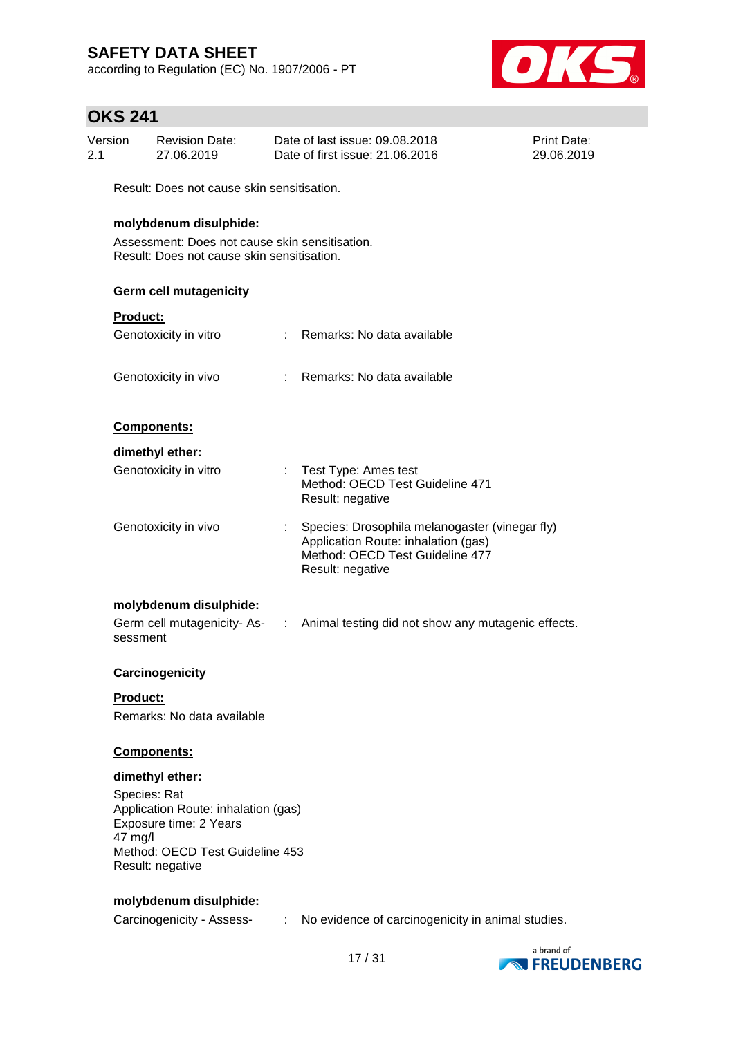Result: Does not cause skin sensitisation.

**molybdenum disulphide:**

Assessment: Does not cause skin sensitisation.
Result: Does not cause skin sensitisation.

**Germ cell mutagenicity**

**Product:**

Genotoxicity in vitro : Remarks: No data available

Genotoxicity in vivo : Remarks: No data available

**Components:**

**dimethyl ether:**

Genotoxicity in vitro : Test Type: Ames test
Method: OECD Test Guideline 471
Result: negative

Genotoxicity in vivo : Species: Drosophila melanogaster (vinegar fly)
Application Route: inhalation (gas)
Method: OECD Test Guideline 477
Result: negative

**molybdenum disulphide:**

Germ cell mutagenicity- Assessment : Animal testing did not show any mutagenic effects.

**Carcinogenicity**

**Product:**

Remarks: No data available

**Components:**

**dimethyl ether:**

Species: Rat
Application Route: inhalation (gas)
Exposure time: 2 Years
47 mg/l
Method: OECD Test Guideline 453
Result: negative

**molybdenum disulphide:**

Carcinogenicity - Assess- : No evidence of carcinogenicity in animal studies.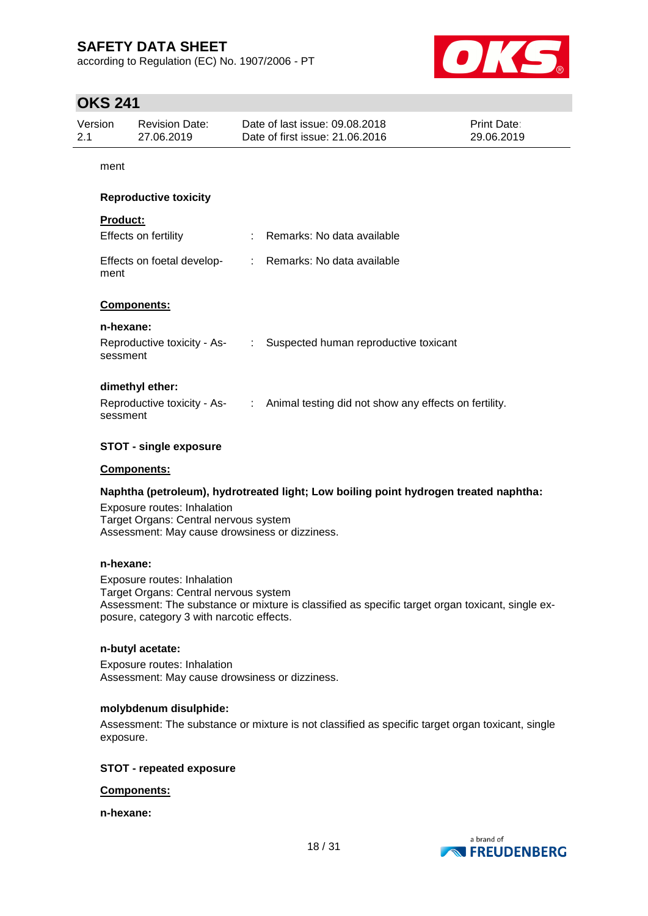ment

**Reproductive toxicity**

**Product:**

| | | |
|---|---|---|
| Effects on fertility | : | Remarks: No data available |
| Effects on foetal development | : | Remarks: No data available |

**Components:**

**n-hexane:**

| | | |
|---|---|---|
| Reproductive toxicity - Assessment | : | Suspected human reproductive toxicant |

**dimethyl ether:**

| | | |
|---|---|---|
| Reproductive toxicity - Assessment | : | Animal testing did not show any effects on fertility. |

**STOT - single exposure**

**Components:**

**Naphtha (petroleum), hydrotreated light; Low boiling point hydrogen treated naphtha:**

Exposure routes: Inhalation
Target Organs: Central nervous system
Assessment: May cause drowsiness or dizziness.

**n-hexane:**

Exposure routes: Inhalation
Target Organs: Central nervous system
Assessment: The substance or mixture is classified as specific target organ toxicant, single exposure, category 3 with narcotic effects.

**n-butyl acetate:**

Exposure routes: Inhalation
Assessment: May cause drowsiness or dizziness.

**molybdenum disulphide:**

Assessment: The substance or mixture is not classified as specific target organ toxicant, single exposure.

**STOT - repeated exposure**

**Components:**

**n-hexane:**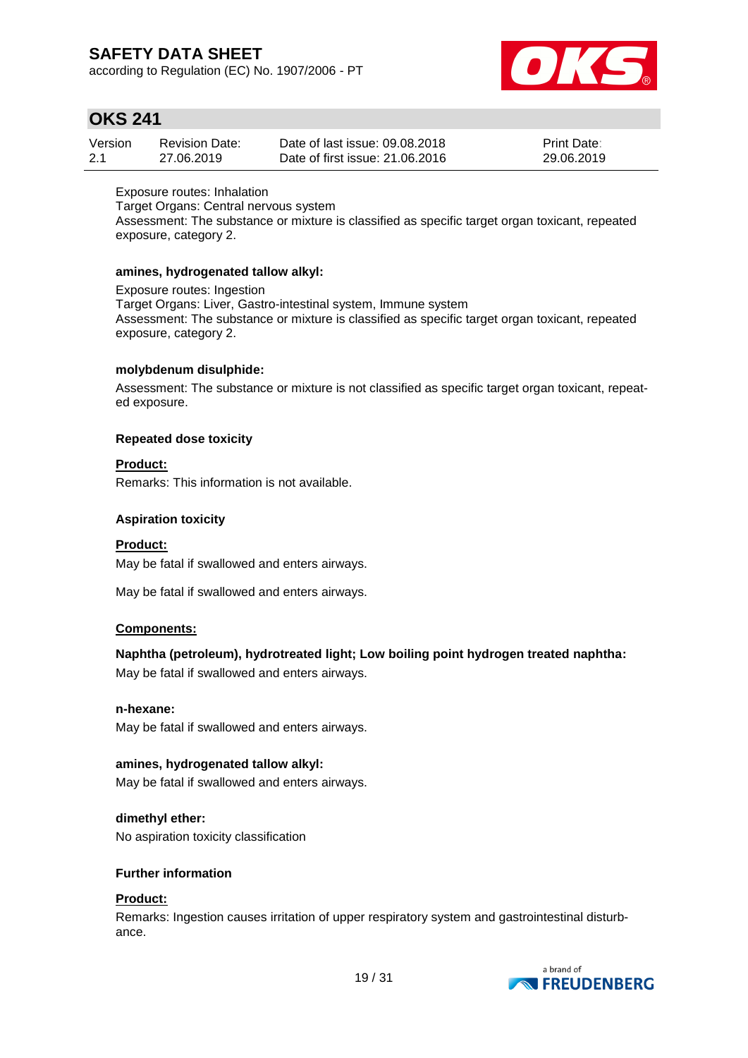Exposure routes: Inhalation
Target Organs: Central nervous system
Assessment: The substance or mixture is classified as specific target organ toxicant, repeated exposure, category 2.

**amines, hydrogenated tallow alkyl:**

Exposure routes: Ingestion
Target Organs: Liver, Gastro-intestinal system, Immune system
Assessment: The substance or mixture is classified as specific target organ toxicant, repeated exposure, category 2.

**molybdenum disulphide:**

Assessment: The substance or mixture is not classified as specific target organ toxicant, repeated exposure.

**Repeated dose toxicity**

**Product:**

Remarks: This information is not available.

**Aspiration toxicity**

**Product:**

May be fatal if swallowed and enters airways.

May be fatal if swallowed and enters airways.

**Components:**

**Naphtha (petroleum), hydrotreated light; Low boiling point hydrogen treated naphtha:**

May be fatal if swallowed and enters airways.

**n-hexane:**

May be fatal if swallowed and enters airways.

**amines, hydrogenated tallow alkyl:**

May be fatal if swallowed and enters airways.

**dimethyl ether:**

No aspiration toxicity classification

**Further information**

**Product:**

Remarks: Ingestion causes irritation of upper respiratory system and gastrointestinal disturbance.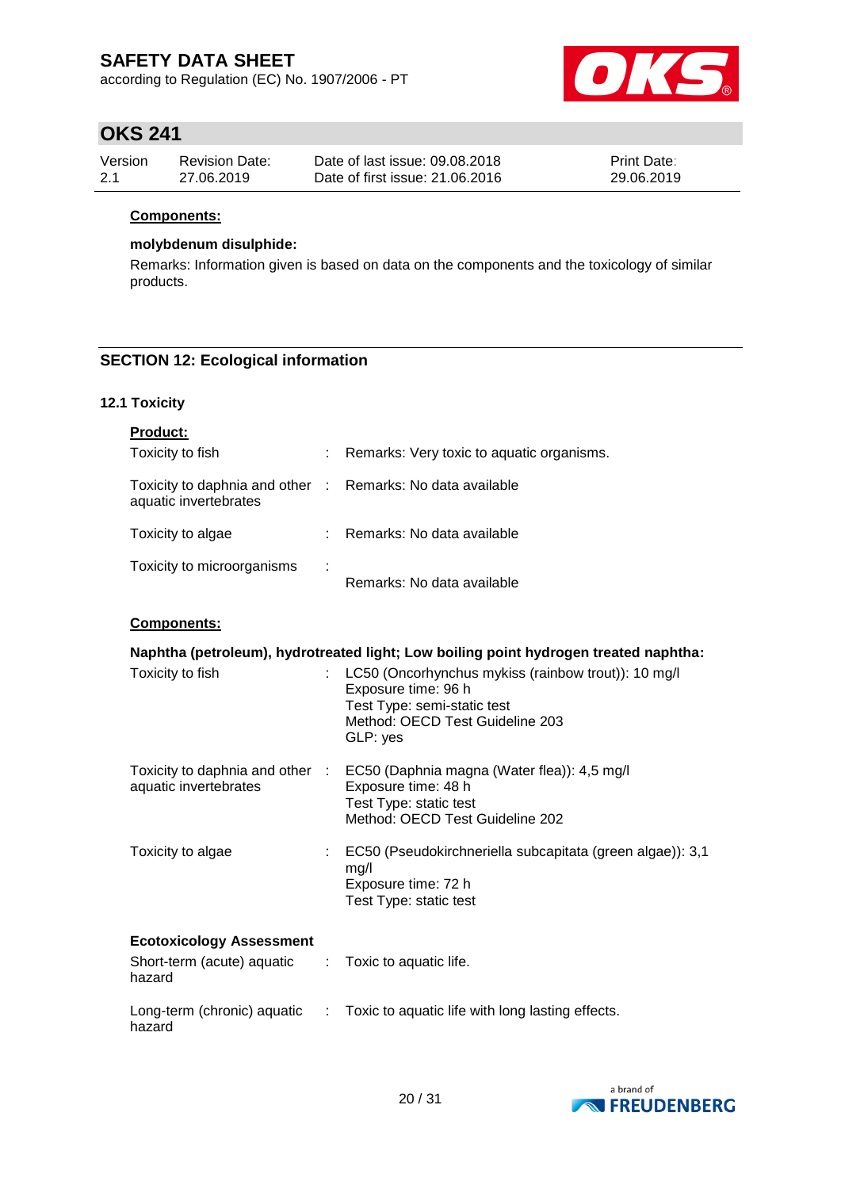**Components:**

**molybdenum disulphide:**

Remarks: Information given is based on data on the components and the toxicology of similar products.

## SECTION 12: Ecological information

### 12.1 Toxicity

**Product:**

| | | |
|---|---|---|
| Toxicity to fish | : | Remarks: Very toxic to aquatic organisms. |
| Toxicity to daphnia and other aquatic invertebrates | : | Remarks: No data available |
| Toxicity to algae | : | Remarks: No data available |
| Toxicity to microorganisms | : | Remarks: No data available |

**Components:**

**Naphtha (petroleum), hydrotreated light; Low boiling point hydrogen treated naphtha:**

| | | |
|---|---|---|
| Toxicity to fish | : | LC50 (Oncorhynchus mykiss (rainbow trout)): 10 mg/l<br>Exposure time: 96 h<br>Test Type: semi-static test<br>Method: OECD Test Guideline 203<br>GLP: yes |
| Toxicity to daphnia and other aquatic invertebrates | : | EC50 (Daphnia magna (Water flea)): 4,5 mg/l<br>Exposure time: 48 h<br>Test Type: static test<br>Method: OECD Test Guideline 202 |
| Toxicity to algae | : | EC50 (Pseudokirchneriella subcapitata (green algae)): 3,1 mg/l<br>Exposure time: 72 h<br>Test Type: static test |

**Ecotoxicology Assessment**

| | | |
|---|---|---|
| Short-term (acute) aquatic hazard | : | Toxic to aquatic life. |
| Long-term (chronic) aquatic hazard | : | Toxic to aquatic life with long lasting effects. |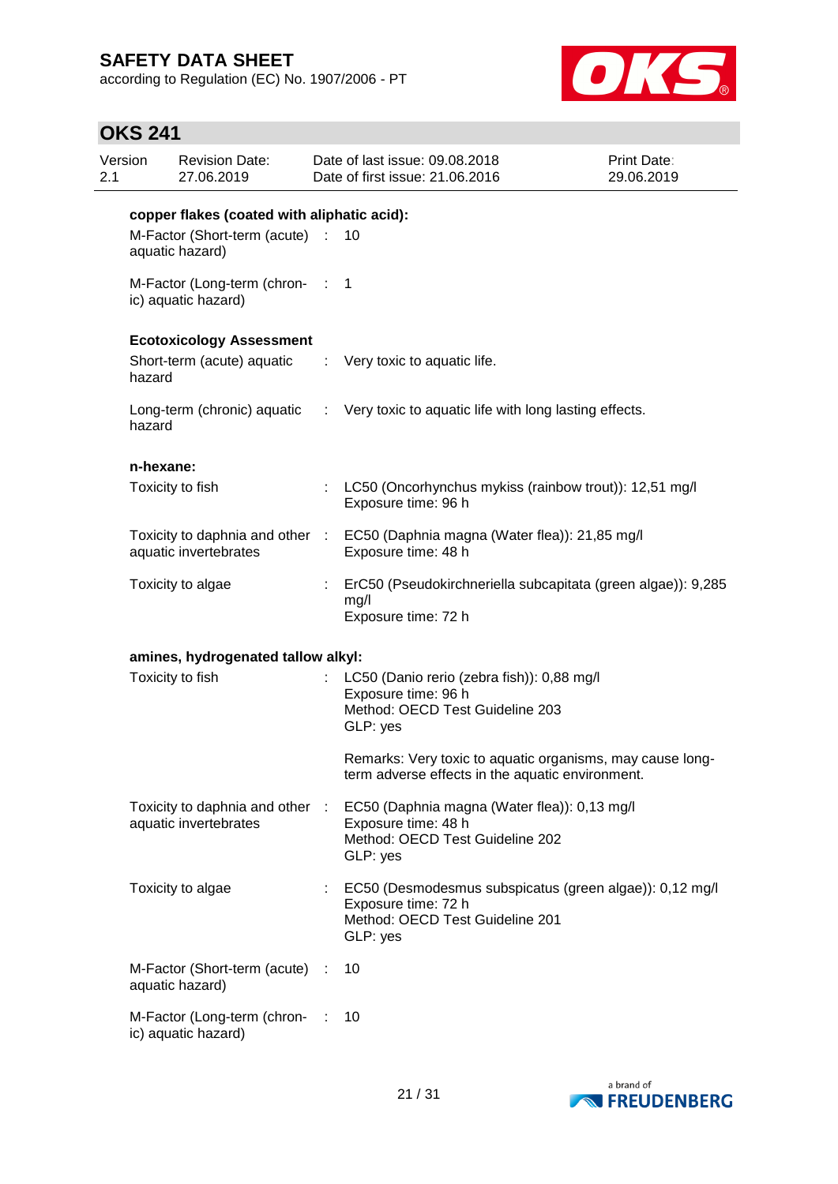**copper flakes (coated with aliphatic acid):**

| | | |
|---|---|---|
| M-Factor (Short-term (acute) aquatic hazard) | : | 10 |
| M-Factor (Long-term (chronic) aquatic hazard) | : | 1 |

**Ecotoxicology Assessment**

| | | |
|---|---|---|
| Short-term (acute) aquatic hazard | : | Very toxic to aquatic life. |
| Long-term (chronic) aquatic hazard | : | Very toxic to aquatic life with long lasting effects. |

**n-hexane:**

| | | |
|---|---|---|
| Toxicity to fish | : | LC50 (Oncorhynchus mykiss (rainbow trout)): 12,51 mg/l<br>Exposure time: 96 h |
| Toxicity to daphnia and other aquatic invertebrates | : | EC50 (Daphnia magna (Water flea)): 21,85 mg/l<br>Exposure time: 48 h |
| Toxicity to algae | : | ErC50 (Pseudokirchneriella subcapitata (green algae)): 9,285 mg/l<br>Exposure time: 72 h |

**amines, hydrogenated tallow alkyl:**

| | | |
|---|---|---|
| Toxicity to fish | : | LC50 (Danio rerio (zebra fish)): 0,88 mg/l<br>Exposure time: 96 h<br>Method: OECD Test Guideline 203<br>GLP: yes<br><br>Remarks: Very toxic to aquatic organisms, may cause long-term adverse effects in the aquatic environment. |
| Toxicity to daphnia and other aquatic invertebrates | : | EC50 (Daphnia magna (Water flea)): 0,13 mg/l<br>Exposure time: 48 h<br>Method: OECD Test Guideline 202<br>GLP: yes |
| Toxicity to algae | : | EC50 (Desmodesmus subspicatus (green algae)): 0,12 mg/l<br>Exposure time: 72 h<br>Method: OECD Test Guideline 201<br>GLP: yes |
| M-Factor (Short-term (acute) aquatic hazard) | : | 10 |
| M-Factor (Long-term (chronic) aquatic hazard) | : | 10 |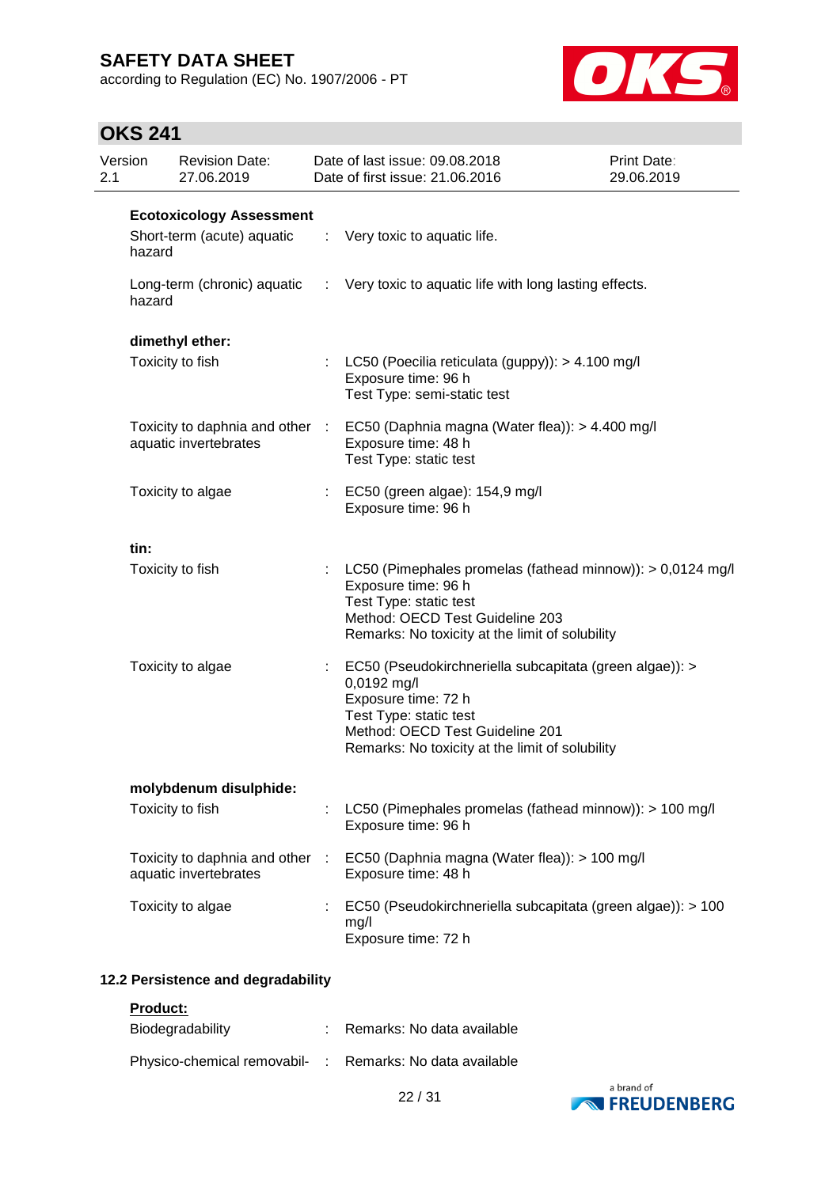**Ecotoxicology Assessment**

Short-term (acute) aquatic hazard : Very toxic to aquatic life.

Long-term (chronic) aquatic hazard : Very toxic to aquatic life with long lasting effects.

**dimethyl ether:**

Toxicity to fish : LC50 (Poecilia reticulata (guppy)): > 4.100 mg/l
Exposure time: 96 h
Test Type: semi-static test

Toxicity to daphnia and other aquatic invertebrates : EC50 (Daphnia magna (Water flea)): > 4.400 mg/l
Exposure time: 48 h
Test Type: static test

Toxicity to algae : EC50 (green algae): 154,9 mg/l
Exposure time: 96 h

**tin:**

Toxicity to fish : LC50 (Pimephales promelas (fathead minnow)): > 0,0124 mg/l
Exposure time: 96 h
Test Type: static test
Method: OECD Test Guideline 203
Remarks: No toxicity at the limit of solubility

Toxicity to algae : EC50 (Pseudokirchneriella subcapitata (green algae)): > 0,0192 mg/l
Exposure time: 72 h
Test Type: static test
Method: OECD Test Guideline 201
Remarks: No toxicity at the limit of solubility

**molybdenum disulphide:**

Toxicity to fish : LC50 (Pimephales promelas (fathead minnow)): > 100 mg/l
Exposure time: 96 h

Toxicity to daphnia and other aquatic invertebrates : EC50 (Daphnia magna (Water flea)): > 100 mg/l
Exposure time: 48 h

Toxicity to algae : EC50 (Pseudokirchneriella subcapitata (green algae)): > 100 mg/l
Exposure time: 72 h

## 12.2 Persistence and degradability

**Product:**

Biodegradability : Remarks: No data available

Physico-chemical removabil- : Remarks: No data available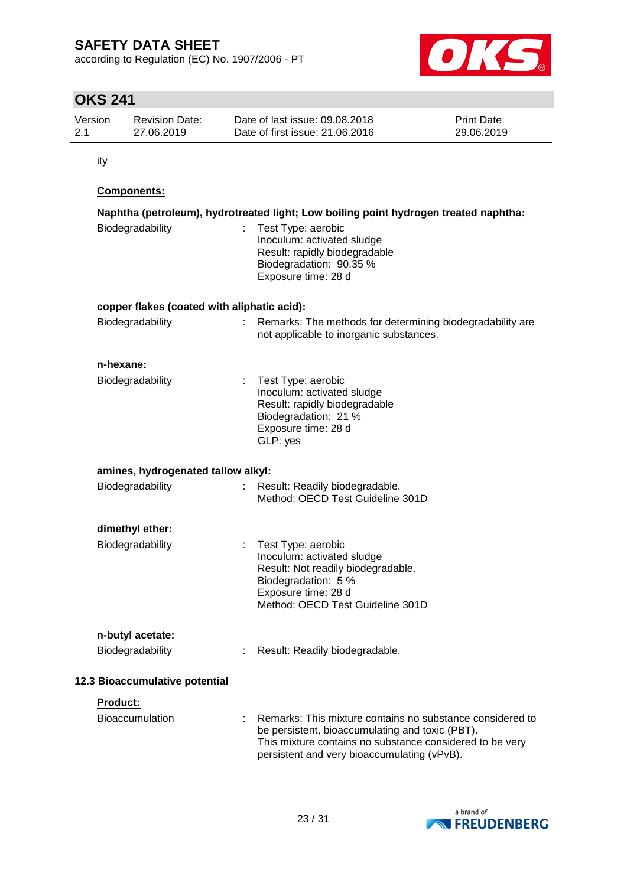ity

**Components:**

**Naphtha (petroleum), hydrotreated light; Low boiling point hydrogen treated naphtha:**

Biodegradability : Test Type: aerobic
Inoculum: activated sludge
Result: rapidly biodegradable
Biodegradation: 90,35 %
Exposure time: 28 d

**copper flakes (coated with aliphatic acid):**

Biodegradability : Remarks: The methods for determining biodegradability are not applicable to inorganic substances.

**n-hexane:**

Biodegradability : Test Type: aerobic
Inoculum: activated sludge
Result: rapidly biodegradable
Biodegradation: 21 %
Exposure time: 28 d
GLP: yes

**amines, hydrogenated tallow alkyl:**

Biodegradability : Result: Readily biodegradable.
Method: OECD Test Guideline 301D

**dimethyl ether:**

Biodegradability : Test Type: aerobic
Inoculum: activated sludge
Result: Not readily biodegradable.
Biodegradation: 5 %
Exposure time: 28 d
Method: OECD Test Guideline 301D

**n-butyl acetate:**

Biodegradability : Result: Readily biodegradable.

**12.3 Bioaccumulative potential**

**Product:**

Bioaccumulation : Remarks: This mixture contains no substance considered to be persistent, bioaccumulating and toxic (PBT).
This mixture contains no substance considered to be very persistent and very bioaccumulating (vPvB).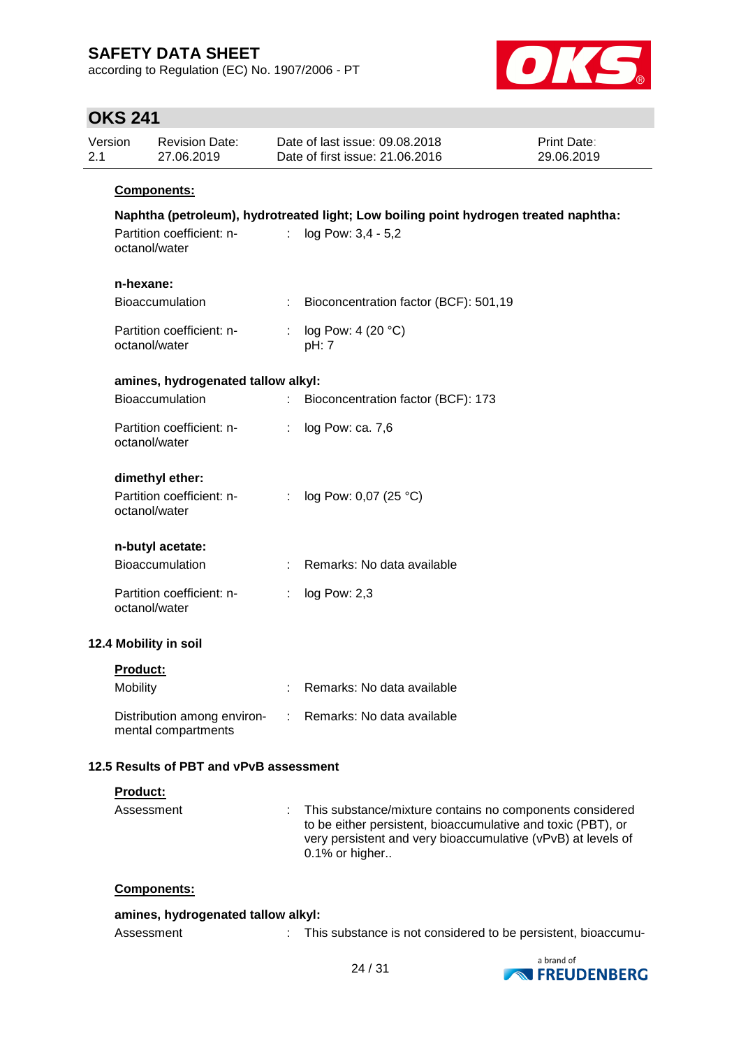**Components:**

**Naphtha (petroleum), hydrotreated light; Low boiling point hydrogen treated naphtha:**

Partition coefficient: n-octanol/water : log Pow: 3,4 - 5,2

**n-hexane:**

Bioaccumulation : Bioconcentration factor (BCF): 501,19

Partition coefficient: n-octanol/water : log Pow: 4 (20 °C)
pH: 7

**amines, hydrogenated tallow alkyl:**

Bioaccumulation : Bioconcentration factor (BCF): 173

Partition coefficient: n-octanol/water : log Pow: ca. 7,6

**dimethyl ether:**

Partition coefficient: n-octanol/water : log Pow: 0,07 (25 °C)

**n-butyl acetate:**

Bioaccumulation : Remarks: No data available

Partition coefficient: n-octanol/water : log Pow: 2,3

### 12.4 Mobility in soil

**Product:**

Mobility : Remarks: No data available

Distribution among environmental compartments : Remarks: No data available

### 12.5 Results of PBT and vPvB assessment

**Product:**

Assessment : This substance/mixture contains no components considered to be either persistent, bioaccumulative and toxic (PBT), or very persistent and very bioaccumulative (vPvB) at levels of 0.1% or higher..

**Components:**

**amines, hydrogenated tallow alkyl:**

Assessment : This substance is not considered to be persistent, bioaccumu-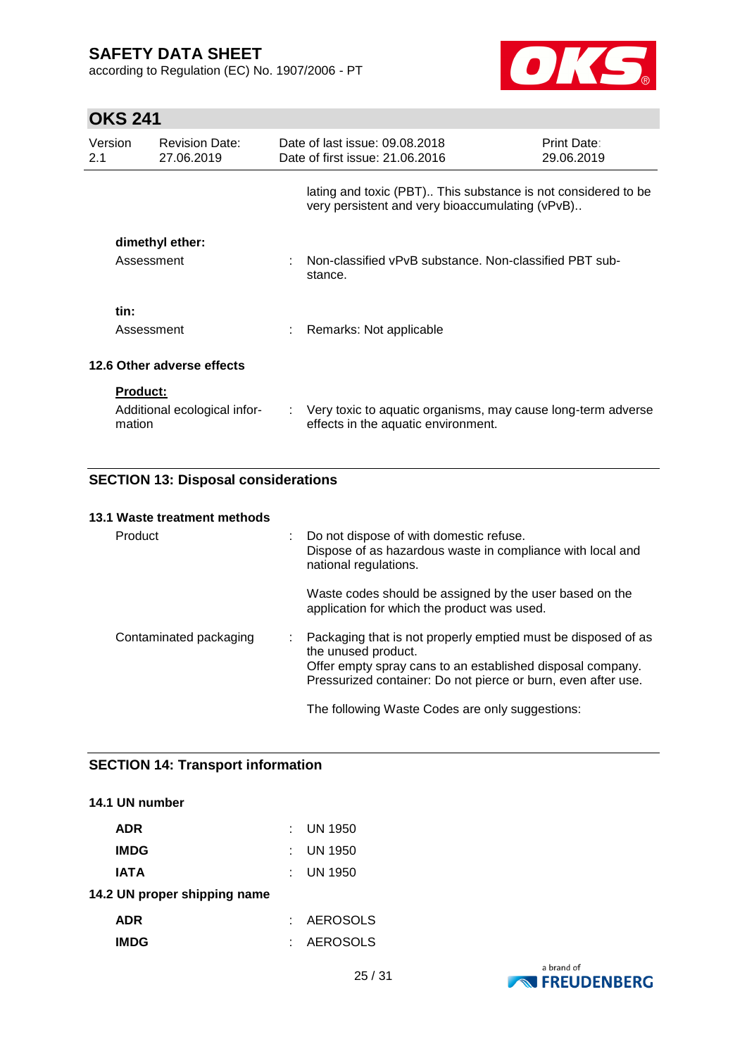lating and toxic (PBT).. This substance is not considered to be very persistent and very bioaccumulating (vPvB)..

**dimethyl ether:**

Assessment : Non-classified vPvB substance. Non-classified PBT substance.

**tin:**

Assessment : Remarks: Not applicable

### 12.6 Other adverse effects

**Product:**

Additional ecological information : Very toxic to aquatic organisms, may cause long-term adverse effects in the aquatic environment.

## SECTION 13: Disposal considerations

### 13.1 Waste treatment methods

Product : Do not dispose of with domestic refuse.
Dispose of as hazardous waste in compliance with local and national regulations.

Waste codes should be assigned by the user based on the application for which the product was used.

Contaminated packaging : Packaging that is not properly emptied must be disposed of as the unused product.
Offer empty spray cans to an established disposal company.
Pressurized container: Do not pierce or burn, even after use.

The following Waste Codes are only suggestions:

## SECTION 14: Transport information

### 14.1 UN number

| | |
|---|---|
| **ADR** | : UN 1950 |
| **IMDG** | : UN 1950 |
| **IATA** | : UN 1950 |

### 14.2 UN proper shipping name

| | |
|---|---|
| **ADR** | : AEROSOLS |
| **IMDG** | : AEROSOLS |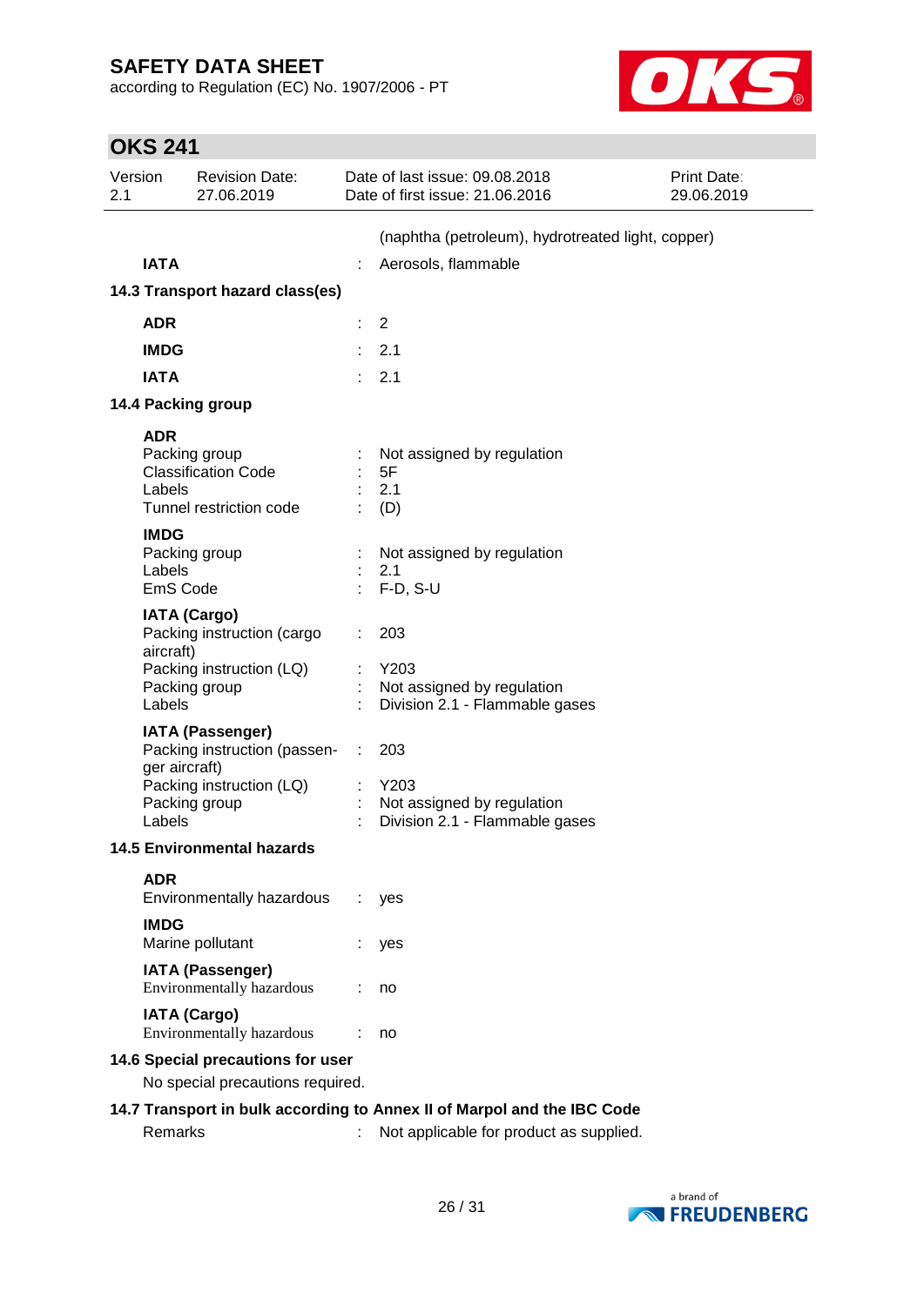| | | |
|---|---|---|
| | | (naphtha (petroleum), hydrotreated light, copper) |
| **IATA** | : | Aerosols, flammable |

**14.3 Transport hazard class(es)**

| | | |
|---|---|---|
| **ADR** | : | 2 |
| **IMDG** | : | 2.1 |
| **IATA** | : | 2.1 |

**14.4 Packing group**

| | | |
|---|---|---|
| **ADR** | | |
| Packing group | : | Not assigned by regulation |
| Classification Code | : | 5F |
| Labels | : | 2.1 |
| Tunnel restriction code | : | (D) |
| **IMDG** | | |
| Packing group | : | Not assigned by regulation |
| Labels | : | 2.1 |
| EmS Code | : | F-D, S-U |
| **IATA (Cargo)** | | |
| Packing instruction (cargo aircraft) | : | 203 |
| Packing instruction (LQ) | : | Y203 |
| Packing group | : | Not assigned by regulation |
| Labels | : | Division 2.1 - Flammable gases |
| **IATA (Passenger)** | | |
| Packing instruction (passenger aircraft) | : | 203 |
| Packing instruction (LQ) | : | Y203 |
| Packing group | : | Not assigned by regulation |
| Labels | : | Division 2.1 - Flammable gases |

**14.5 Environmental hazards**

| | | |
|---|---|---|
| **ADR** | | |
| Environmentally hazardous | : | yes |
| **IMDG** | | |
| Marine pollutant | : | yes |
| **IATA (Passenger)** | | |
| Environmentally hazardous | : | no |
| **IATA (Cargo)** | | |
| Environmentally hazardous | : | no |

**14.6 Special precautions for user**

No special precautions required.

**14.7 Transport in bulk according to Annex II of Marpol and the IBC Code**

| | | |
|---|---|---|
| Remarks | : | Not applicable for product as supplied. |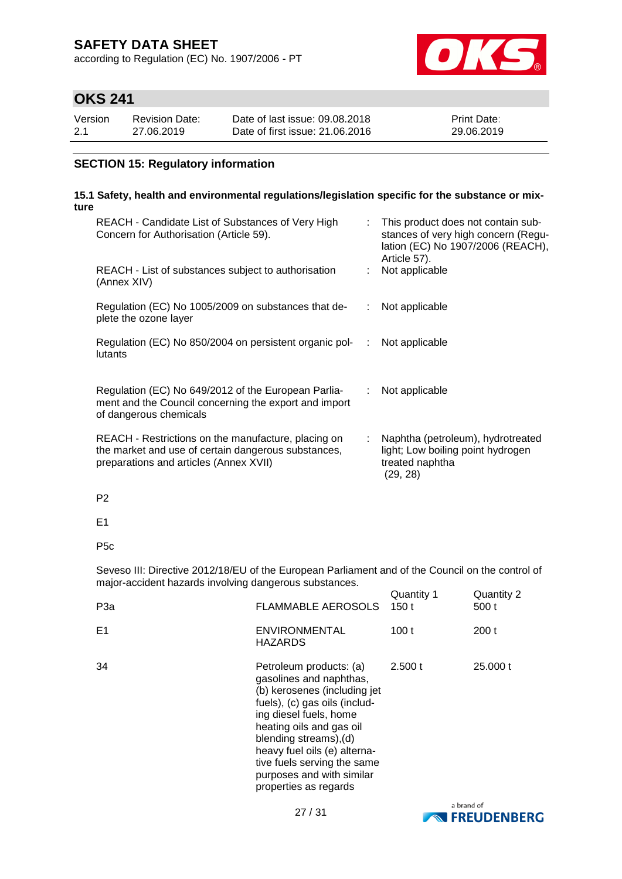## SECTION 15: Regulatory information

### 15.1 Safety, health and environmental regulations/legislation specific for the substance or mixture

| | | |
|---|---|---|
| REACH - Candidate List of Substances of Very High Concern for Authorisation (Article 59). | : | This product does not contain substances of very high concern (Regulation (EC) No 1907/2006 (REACH), Article 57). |
| REACH - List of substances subject to authorisation (Annex XIV) | : | Not applicable |
| Regulation (EC) No 1005/2009 on substances that deplete the ozone layer | : | Not applicable |
| Regulation (EC) No 850/2004 on persistent organic pollutants | : | Not applicable |
| Regulation (EC) No 649/2012 of the European Parliament and the Council concerning the export and import of dangerous chemicals | : | Not applicable |
| REACH - Restrictions on the manufacture, placing on the market and use of certain dangerous substances, preparations and articles (Annex XVII) | : | Naphtha (petroleum), hydrotreated light; Low boiling point hydrogen treated naphtha (29, 28) |

P2

E1

P5c

Seveso III: Directive 2012/18/EU of the European Parliament and of the Council on the control of major-accident hazards involving dangerous substances.

| | | Quantity 1 | Quantity 2 |
|---|---|---|---|
| P3a | FLAMMABLE AEROSOLS | 150 t | 500 t |
| E1 | ENVIRONMENTAL HAZARDS | 100 t | 200 t |
| 34 | Petroleum products: (a) gasolines and naphthas, (b) kerosenes (including jet fuels), (c) gas oils (including diesel fuels, home heating oils and gas oil blending streams),(d) heavy fuel oils (e) alternative fuels serving the same purposes and with similar properties as regards | 2.500 t | 25.000 t |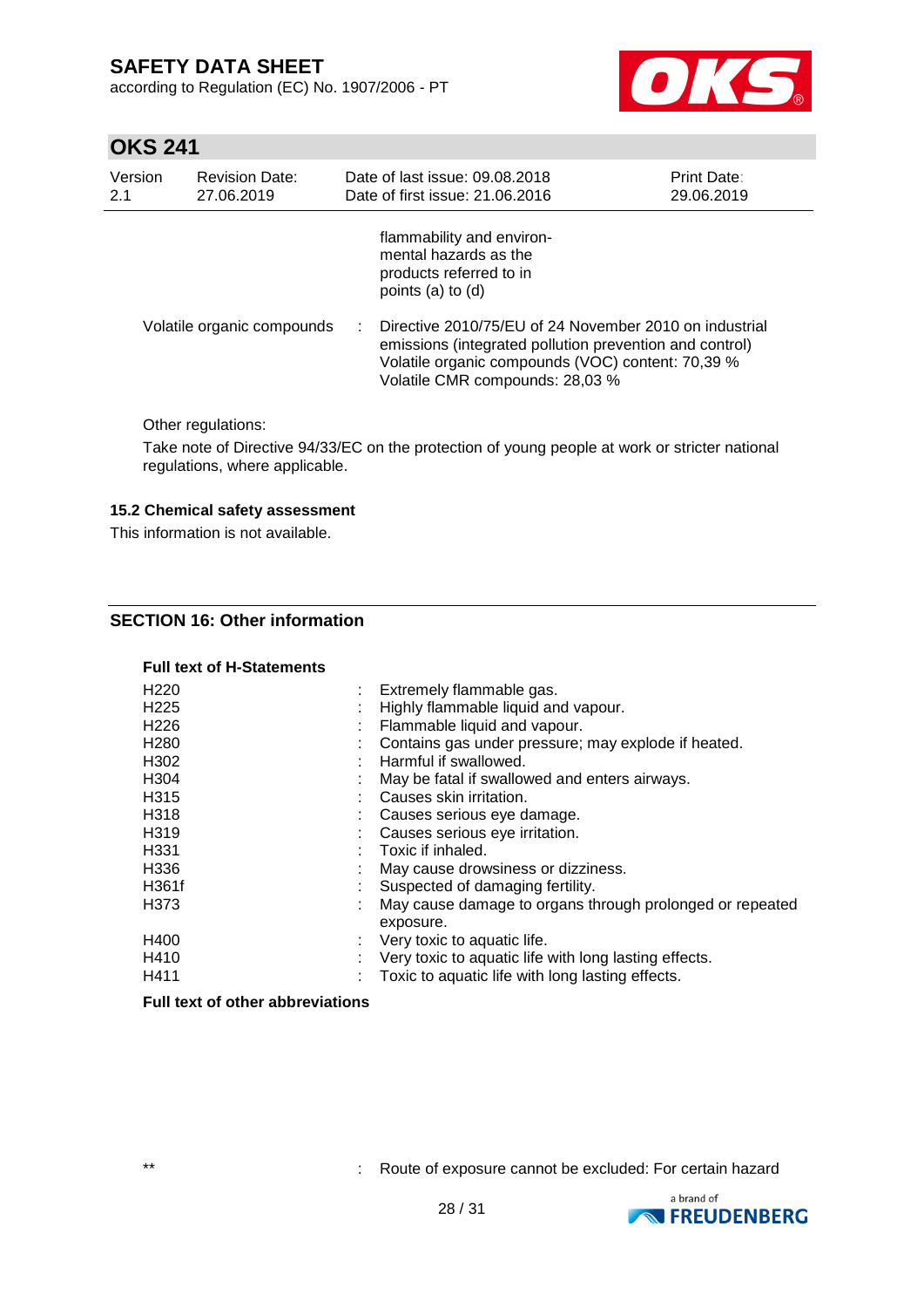flammability and environmental hazards as the products referred to in points (a) to (d)

| | | |
|---|---|---|
| Volatile organic compounds | : | Directive 2010/75/EU of 24 November 2010 on industrial emissions (integrated pollution prevention and control)<br>Volatile organic compounds (VOC) content: 70,39 %<br>Volatile CMR compounds: 28,03 % |

Other regulations:

Take note of Directive 94/33/EC on the protection of young people at work or stricter national regulations, where applicable.

### 15.2 Chemical safety assessment

This information is not available.

## SECTION 16: Other information

**Full text of H-Statements**

| | | |
|---|---|---|
| H220 | : | Extremely flammable gas. |
| H225 | : | Highly flammable liquid and vapour. |
| H226 | : | Flammable liquid and vapour. |
| H280 | : | Contains gas under pressure; may explode if heated. |
| H302 | : | Harmful if swallowed. |
| H304 | : | May be fatal if swallowed and enters airways. |
| H315 | : | Causes skin irritation. |
| H318 | : | Causes serious eye damage. |
| H319 | : | Causes serious eye irritation. |
| H331 | : | Toxic if inhaled. |
| H336 | : | May cause drowsiness or dizziness. |
| H361f | : | Suspected of damaging fertility. |
| H373 | : | May cause damage to organs through prolonged or repeated exposure. |
| H400 | : | Very toxic to aquatic life. |
| H410 | : | Very toxic to aquatic life with long lasting effects. |
| H411 | : | Toxic to aquatic life with long lasting effects. |

**Full text of other abbreviations**

| | | |
|---|---|---|
| ** | : | Route of exposure cannot be excluded: For certain hazard |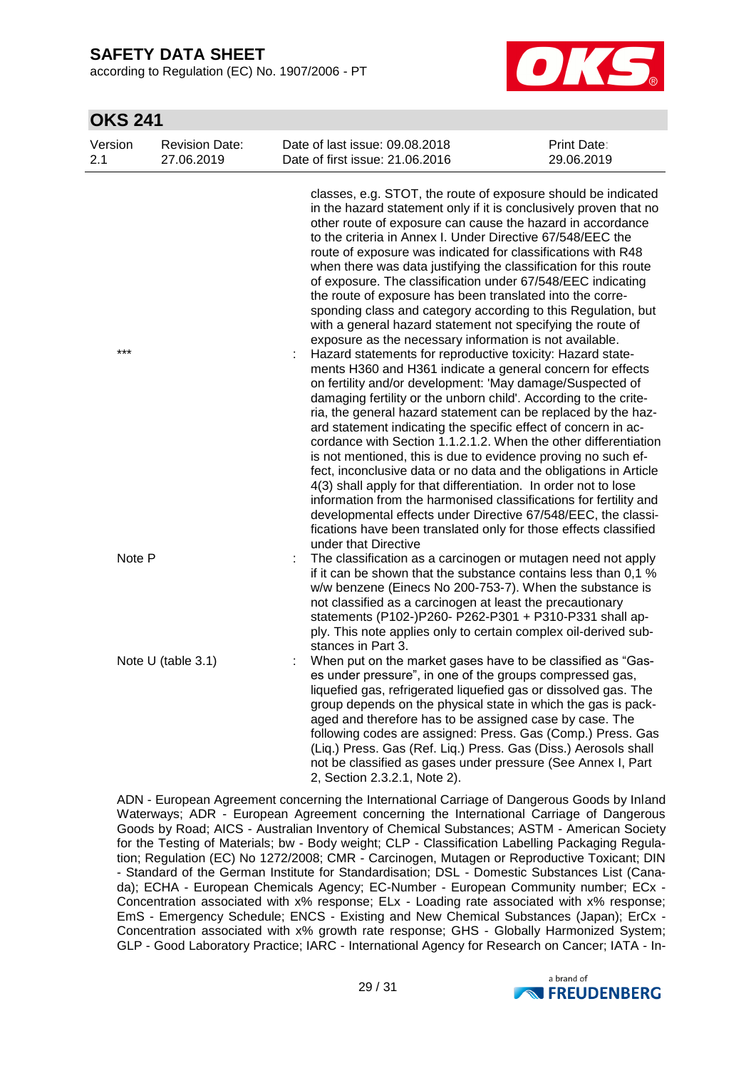classes, e.g. STOT, the route of exposure should be indicated in the hazard statement only if it is conclusively proven that no other route of exposure can cause the hazard in accordance to the criteria in Annex I. Under Directive 67/548/EEC the route of exposure was indicated for classifications with R48 when there was data justifying the classification for this route of exposure. The classification under 67/548/EEC indicating the route of exposure has been translated into the corresponding class and category according to this Regulation, but with a general hazard statement not specifying the route of exposure as the necessary information is not available.

| | | |
|---|---|---|
| *** | : | Hazard statements for reproductive toxicity: Hazard statements H360 and H361 indicate a general concern for effects on fertility and/or development: 'May damage/Suspected of damaging fertility or the unborn child'. According to the criteria, the general hazard statement can be replaced by the hazard statement indicating the specific effect of concern in accordance with Section 1.1.2.1.2. When the other differentiation is not mentioned, this is due to evidence proving no such effect, inconclusive data or no data and the obligations in Article 4(3) shall apply for that differentiation. In order not to lose information from the harmonised classifications for fertility and developmental effects under Directive 67/548/EEC, the classifications have been translated only for those effects classified under that Directive |
| Note P | : | The classification as a carcinogen or mutagen need not apply if it can be shown that the substance contains less than 0,1 % w/w benzene (Einecs No 200-753-7). When the substance is not classified as a carcinogen at least the precautionary statements (P102-)P260- P262-P301 + P310-P331 shall apply. This note applies only to certain complex oil-derived substances in Part 3. |
| Note U (table 3.1) | : | When put on the market gases have to be classified as "Gases under pressure", in one of the groups compressed gas, liquefied gas, refrigerated liquefied gas or dissolved gas. The group depends on the physical state in which the gas is packaged and therefore has to be assigned case by case. The following codes are assigned: Press. Gas (Comp.) Press. Gas (Liq.) Press. Gas (Ref. Liq.) Press. Gas (Diss.) Aerosols shall not be classified as gases under pressure (See Annex I, Part 2, Section 2.3.2.1, Note 2). |

ADN - European Agreement concerning the International Carriage of Dangerous Goods by Inland Waterways; ADR - European Agreement concerning the International Carriage of Dangerous Goods by Road; AICS - Australian Inventory of Chemical Substances; ASTM - American Society for the Testing of Materials; bw - Body weight; CLP - Classification Labelling Packaging Regulation; Regulation (EC) No 1272/2008; CMR - Carcinogen, Mutagen or Reproductive Toxicant; DIN - Standard of the German Institute for Standardisation; DSL - Domestic Substances List (Canada); ECHA - European Chemicals Agency; EC-Number - European Community number; ECx - Concentration associated with x% response; ELx - Loading rate associated with x% response; EmS - Emergency Schedule; ENCS - Existing and New Chemical Substances (Japan); ErCx - Concentration associated with x% growth rate response; GHS - Globally Harmonized System; GLP - Good Laboratory Practice; IARC - International Agency for Research on Cancer; IATA - In-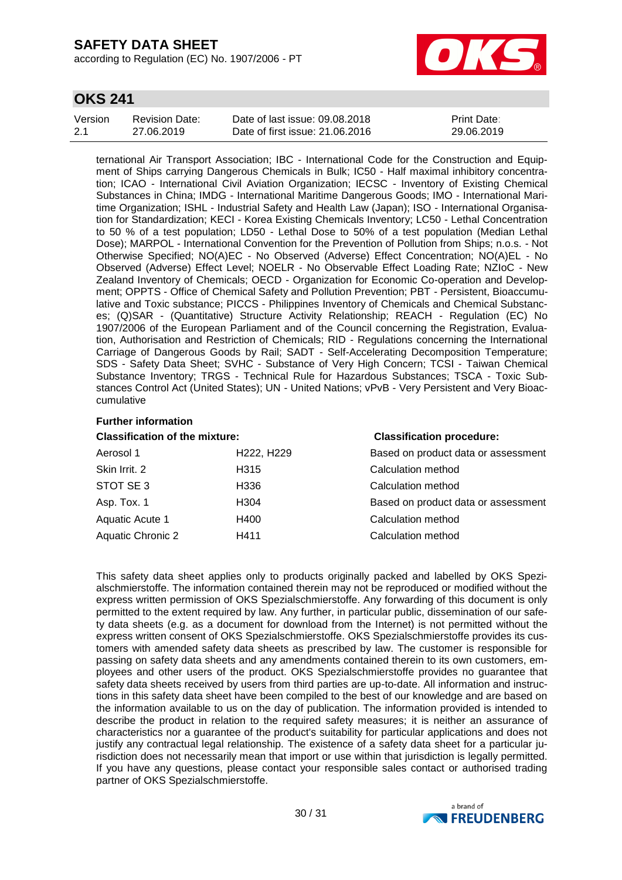ternational Air Transport Association; IBC - International Code for the Construction and Equipment of Ships carrying Dangerous Chemicals in Bulk; IC50 - Half maximal inhibitory concentration; ICAO - International Civil Aviation Organization; IECSC - Inventory of Existing Chemical Substances in China; IMDG - International Maritime Dangerous Goods; IMO - International Maritime Organization; ISHL - Industrial Safety and Health Law (Japan); ISO - International Organisation for Standardization; KECI - Korea Existing Chemicals Inventory; LC50 - Lethal Concentration to 50 % of a test population; LD50 - Lethal Dose to 50% of a test population (Median Lethal Dose); MARPOL - International Convention for the Prevention of Pollution from Ships; n.o.s. - Not Otherwise Specified; NO(A)EC - No Observed (Adverse) Effect Concentration; NO(A)EL - No Observed (Adverse) Effect Level; NOELR - No Observable Effect Loading Rate; NZIoC - New Zealand Inventory of Chemicals; OECD - Organization for Economic Co-operation and Development; OPPTS - Office of Chemical Safety and Pollution Prevention; PBT - Persistent, Bioaccumulative and Toxic substance; PICCS - Philippines Inventory of Chemicals and Chemical Substances; (Q)SAR - (Quantitative) Structure Activity Relationship; REACH - Regulation (EC) No 1907/2006 of the European Parliament and of the Council concerning the Registration, Evaluation, Authorisation and Restriction of Chemicals; RID - Regulations concerning the International Carriage of Dangerous Goods by Rail; SADT - Self-Accelerating Decomposition Temperature; SDS - Safety Data Sheet; SVHC - Substance of Very High Concern; TCSI - Taiwan Chemical Substance Inventory; TRGS - Technical Rule for Hazardous Substances; TSCA - Toxic Substances Control Act (United States); UN - United Nations; vPvB - Very Persistent and Very Bioaccumulative

**Further information**

| Classification of the mixture: | | Classification procedure: |
|---|---|---|
| Aerosol 1 | H222, H229 | Based on product data or assessment |
| Skin Irrit. 2 | H315 | Calculation method |
| STOT SE 3 | H336 | Calculation method |
| Asp. Tox. 1 | H304 | Based on product data or assessment |
| Aquatic Acute 1 | H400 | Calculation method |
| Aquatic Chronic 2 | H411 | Calculation method |

This safety data sheet applies only to products originally packed and labelled by OKS Spezialschmierstoffe. The information contained therein may not be reproduced or modified without the express written permission of OKS Spezialschmierstoffe. Any forwarding of this document is only permitted to the extent required by law. Any further, in particular public, dissemination of our safety data sheets (e.g. as a document for download from the Internet) is not permitted without the express written consent of OKS Spezialschmierstoffe. OKS Spezialschmierstoffe provides its customers with amended safety data sheets as prescribed by law. The customer is responsible for passing on safety data sheets and any amendments contained therein to its own customers, employees and other users of the product. OKS Spezialschmierstoffe provides no guarantee that safety data sheets received by users from third parties are up-to-date. All information and instructions in this safety data sheet have been compiled to the best of our knowledge and are based on the information available to us on the day of publication. The information provided is intended to describe the product in relation to the required safety measures; it is neither an assurance of characteristics nor a guarantee of the product's suitability for particular applications and does not justify any contractual legal relationship. The existence of a safety data sheet for a particular jurisdiction does not necessarily mean that import or use within that jurisdiction is legally permitted. If you have any questions, please contact your responsible sales contact or authorised trading partner of OKS Spezialschmierstoffe.